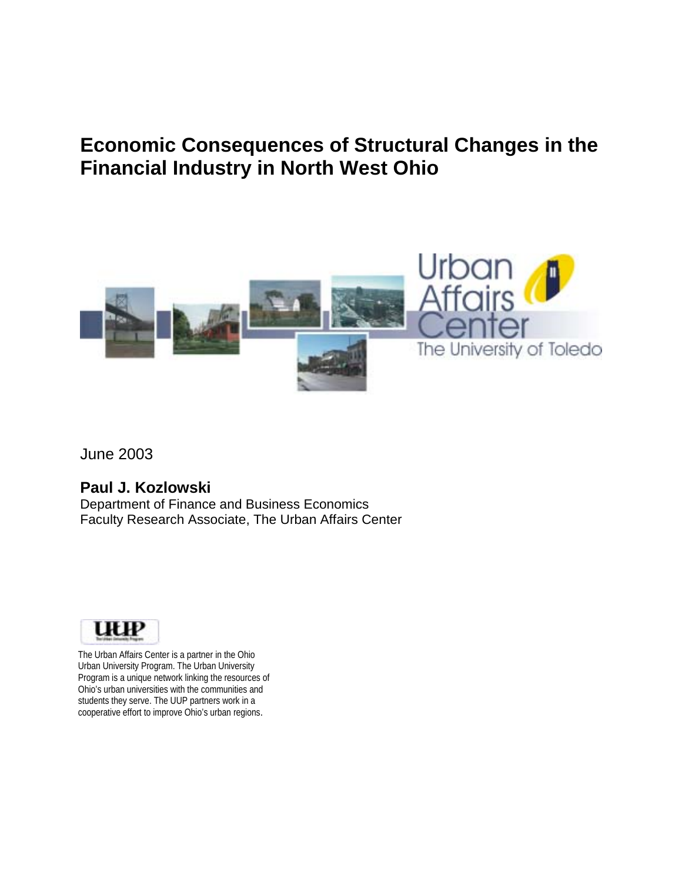# Economic Consequences of Structural Changes in the Financial Industry in North West Ohio

Urban Affairs Center

The University of Toledo

June 2003

**Paul J. Kozlowski**

Department of Finance and Business Economics

Faculty Research Associate, The Urban Affairs Center

UUP

The Urban Affairs Center is a partner in the Ohio Urban University Program. The Urban University Program is a unique network linking the resources of Ohio's urban universities with the communities and students they serve. The UUP partners work in a cooperative effort to improve Ohio's urban regions.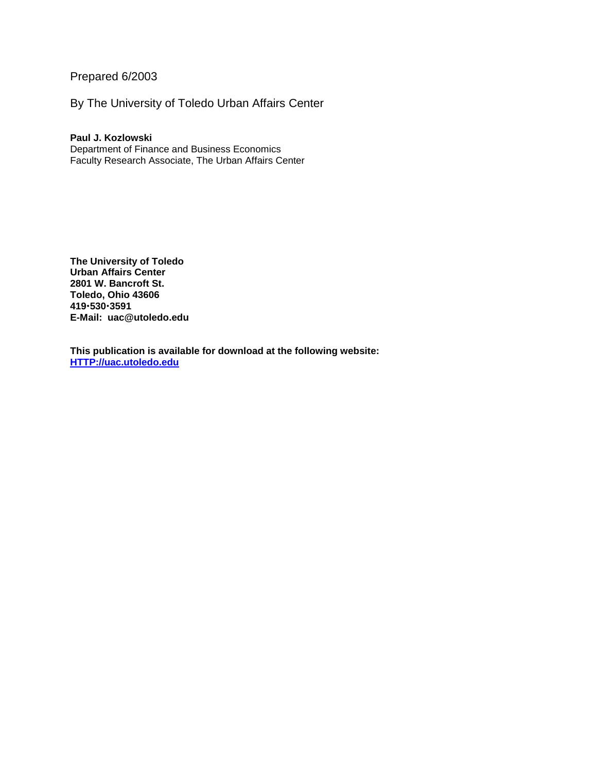Prepared 6/2003

By The University of Toledo Urban Affairs Center

**Paul J. Kozlowski**
Department of Finance and Business Economics
Faculty Research Associate, The Urban Affairs Center

**The University of Toledo**
**Urban Affairs Center**
**2801 W. Bancroft St.**
**Toledo, Ohio 43606**
**419·530·3591**
**E-Mail: uac@utoledo.edu**

**This publication is available for download at the following website:**
**[HTTP://uac.utoledo.edu](HTTP://uac.utoledo.edu)**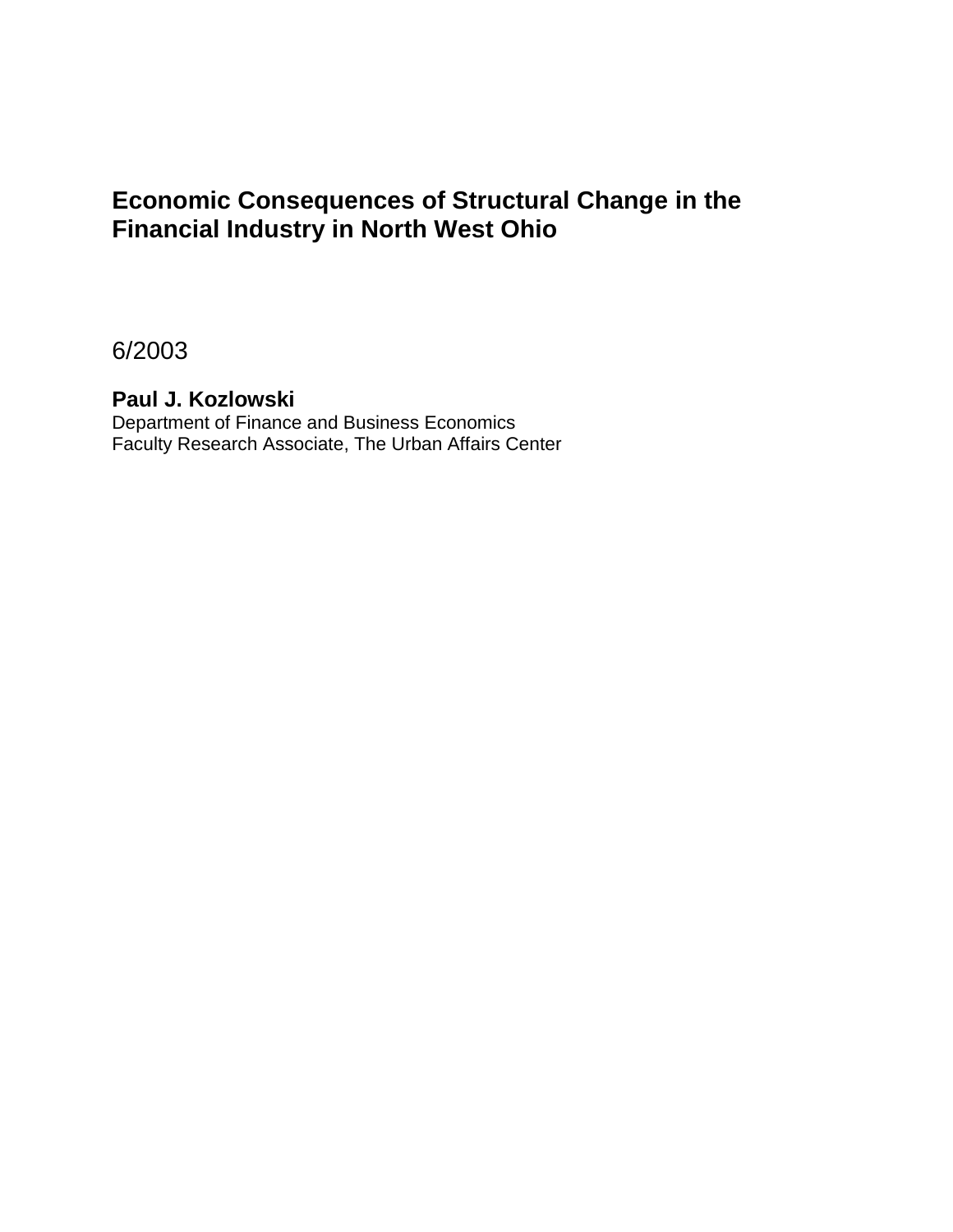# Economic Consequences of Structural Change in the Financial Industry in North West Ohio

6/2003

**Paul J. Kozlowski**
Department of Finance and Business Economics
Faculty Research Associate, The Urban Affairs Center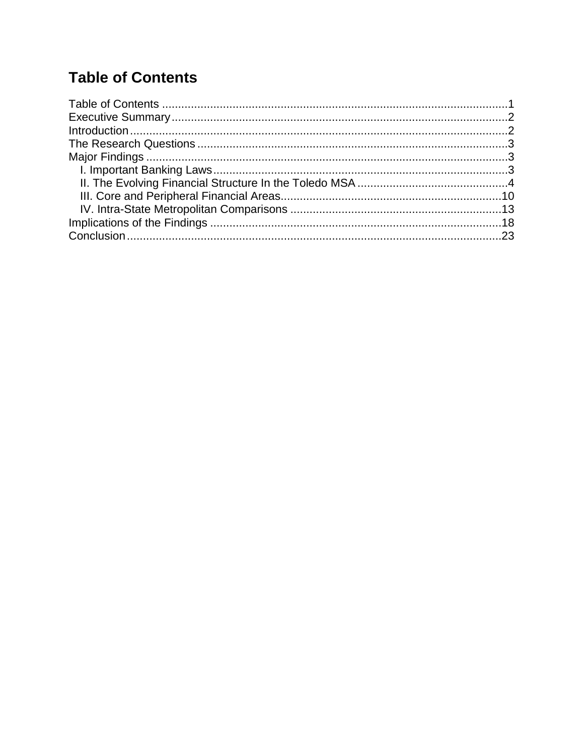## Table of Contents

Table of Contents ............................................................................................................1
Executive Summary..........................................................................................................2
Introduction.......................................................................................................................2
The Research Questions .................................................................................................3
Major Findings ..................................................................................................................3
    I. Important Banking Laws............................................................................................3
    II. The Evolving Financial Structure In the Toledo MSA ...............................................4
    III. Core and Peripheral Financial Areas.....................................................................10
    IV. Intra-State Metropolitan Comparisons ..................................................................13
Implications of the Findings ...........................................................................................18
Conclusion......................................................................................................................23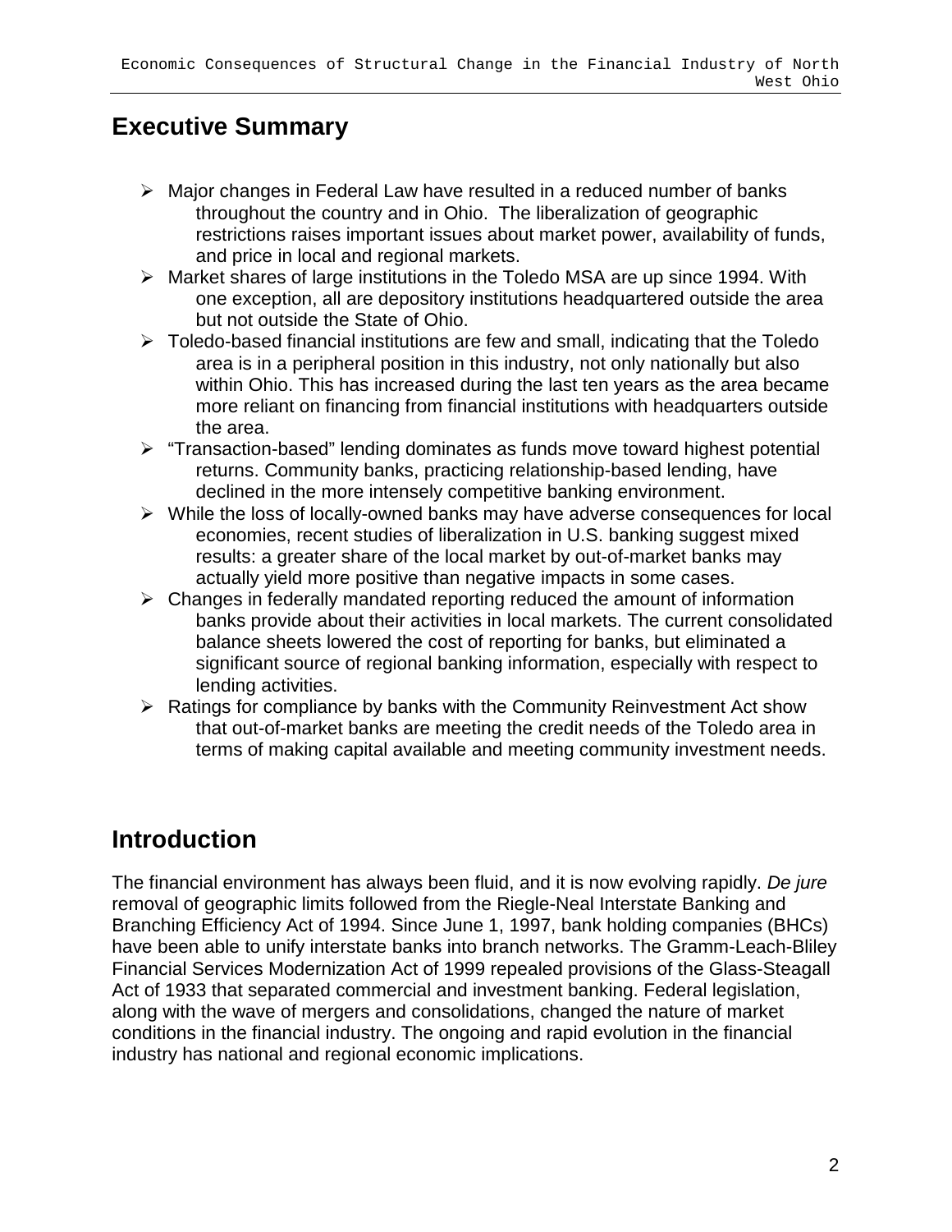## Executive Summary

- Major changes in Federal Law have resulted in a reduced number of banks throughout the country and in Ohio. The liberalization of geographic restrictions raises important issues about market power, availability of funds, and price in local and regional markets.
- Market shares of large institutions in the Toledo MSA are up since 1994. With one exception, all are depository institutions headquartered outside the area but not outside the State of Ohio.
- Toledo-based financial institutions are few and small, indicating that the Toledo area is in a peripheral position in this industry, not only nationally but also within Ohio. This has increased during the last ten years as the area became more reliant on financing from financial institutions with headquarters outside the area.
- "Transaction-based" lending dominates as funds move toward highest potential returns. Community banks, practicing relationship-based lending, have declined in the more intensely competitive banking environment.
- While the loss of locally-owned banks may have adverse consequences for local economies, recent studies of liberalization in U.S. banking suggest mixed results: a greater share of the local market by out-of-market banks may actually yield more positive than negative impacts in some cases.
- Changes in federally mandated reporting reduced the amount of information banks provide about their activities in local markets. The current consolidated balance sheets lowered the cost of reporting for banks, but eliminated a significant source of regional banking information, especially with respect to lending activities.
- Ratings for compliance by banks with the Community Reinvestment Act show that out-of-market banks are meeting the credit needs of the Toledo area in terms of making capital available and meeting community investment needs.

## Introduction

The financial environment has always been fluid, and it is now evolving rapidly. *De jure* removal of geographic limits followed from the Riegle-Neal Interstate Banking and Branching Efficiency Act of 1994. Since June 1, 1997, bank holding companies (BHCs) have been able to unify interstate banks into branch networks. The Gramm-Leach-Bliley Financial Services Modernization Act of 1999 repealed provisions of the Glass-Steagall Act of 1933 that separated commercial and investment banking. Federal legislation, along with the wave of mergers and consolidations, changed the nature of market conditions in the financial industry. The ongoing and rapid evolution in the financial industry has national and regional economic implications.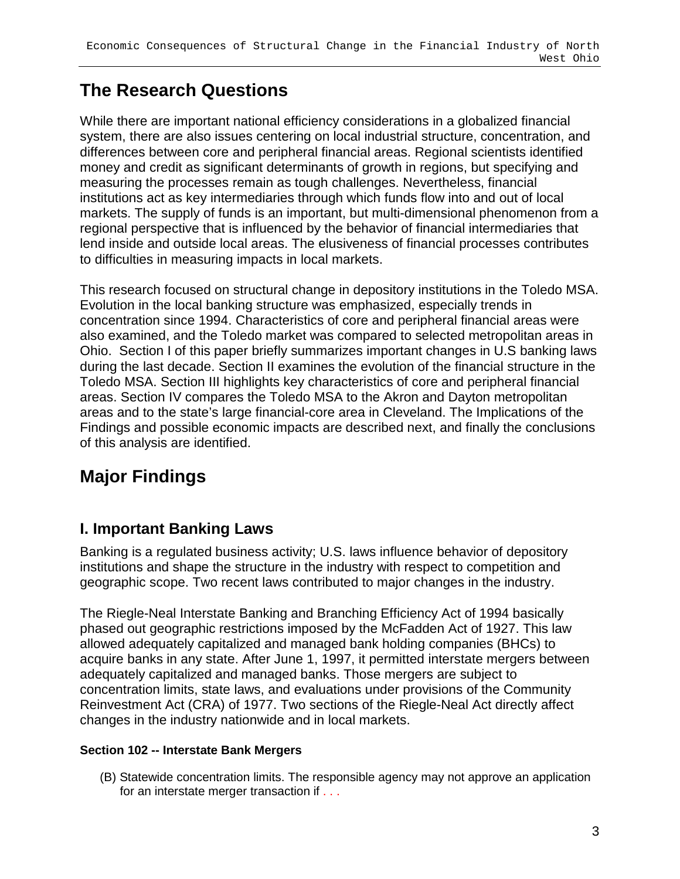## The Research Questions

While there are important national efficiency considerations in a globalized financial system, there are also issues centering on local industrial structure, concentration, and differences between core and peripheral financial areas. Regional scientists identified money and credit as significant determinants of growth in regions, but specifying and measuring the processes remain as tough challenges. Nevertheless, financial institutions act as key intermediaries through which funds flow into and out of local markets. The supply of funds is an important, but multi-dimensional phenomenon from a regional perspective that is influenced by the behavior of financial intermediaries that lend inside and outside local areas. The elusiveness of financial processes contributes to difficulties in measuring impacts in local markets.

This research focused on structural change in depository institutions in the Toledo MSA. Evolution in the local banking structure was emphasized, especially trends in concentration since 1994. Characteristics of core and peripheral financial areas were also examined, and the Toledo market was compared to selected metropolitan areas in Ohio. Section I of this paper briefly summarizes important changes in U.S banking laws during the last decade. Section II examines the evolution of the financial structure in the Toledo MSA. Section III highlights key characteristics of core and peripheral financial areas. Section IV compares the Toledo MSA to the Akron and Dayton metropolitan areas and to the state's large financial-core area in Cleveland. The Implications of the Findings and possible economic impacts are described next, and finally the conclusions of this analysis are identified.

## Major Findings

### I. Important Banking Laws

Banking is a regulated business activity; U.S. laws influence behavior of depository institutions and shape the structure in the industry with respect to competition and geographic scope. Two recent laws contributed to major changes in the industry.

The Riegle-Neal Interstate Banking and Branching Efficiency Act of 1994 basically phased out geographic restrictions imposed by the McFadden Act of 1927. This law allowed adequately capitalized and managed bank holding companies (BHCs) to acquire banks in any state. After June 1, 1997, it permitted interstate mergers between adequately capitalized and managed banks. Those mergers are subject to concentration limits, state laws, and evaluations under provisions of the Community Reinvestment Act (CRA) of 1977. Two sections of the Riegle-Neal Act directly affect changes in the industry nationwide and in local markets.

#### Section 102 -- Interstate Bank Mergers

(B) Statewide concentration limits. The responsible agency may not approve an application for an interstate merger transaction if . . .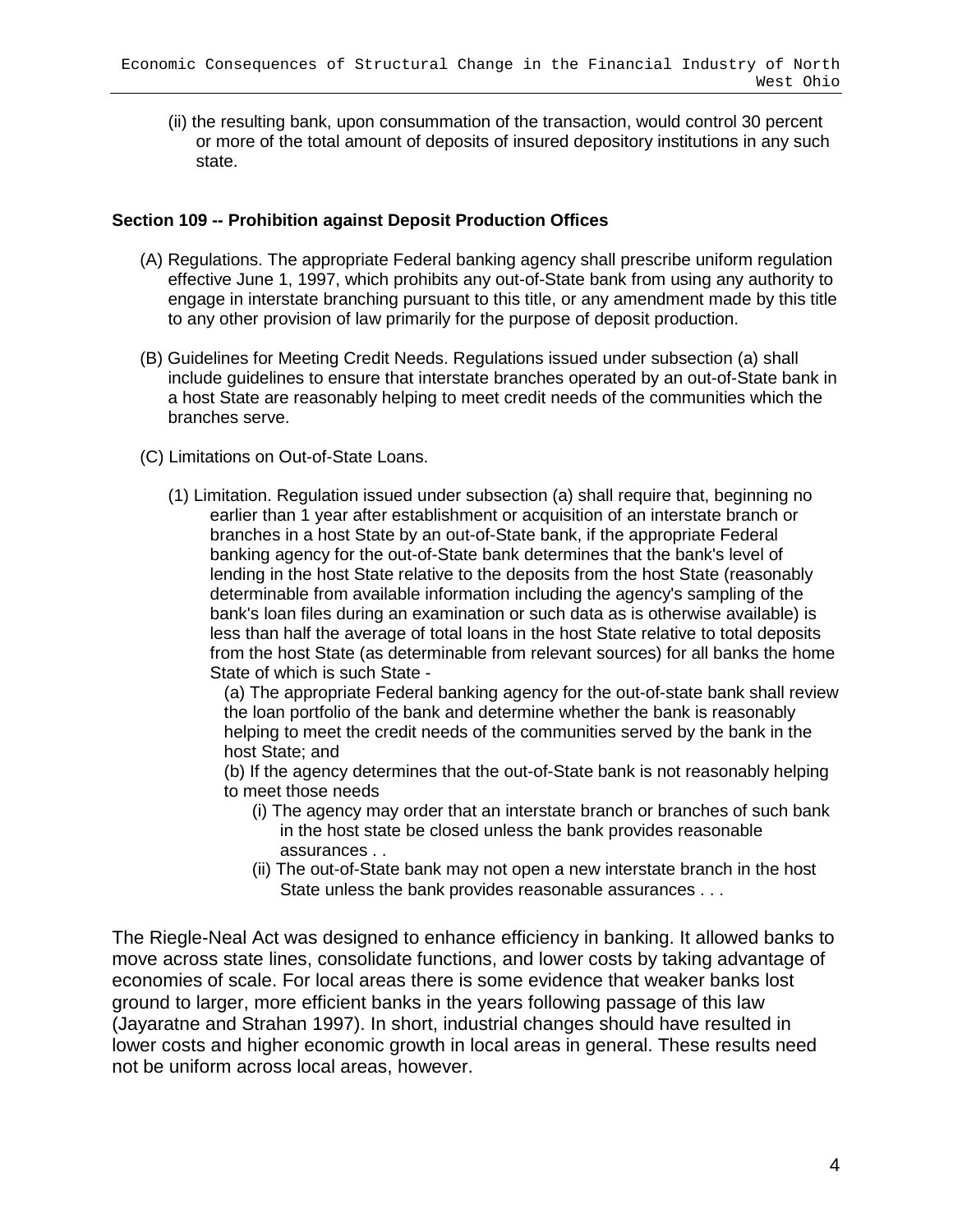(ii) the resulting bank, upon consummation of the transaction, would control 30 percent or more of the total amount of deposits of insured depository institutions in any such state.

**Section 109 -- Prohibition against Deposit Production Offices**

(A) Regulations. The appropriate Federal banking agency shall prescribe uniform regulation effective June 1, 1997, which prohibits any out-of-State bank from using any authority to engage in interstate branching pursuant to this title, or any amendment made by this title to any other provision of law primarily for the purpose of deposit production.

(B) Guidelines for Meeting Credit Needs. Regulations issued under subsection (a) shall include guidelines to ensure that interstate branches operated by an out-of-State bank in a host State are reasonably helping to meet credit needs of the communities which the branches serve.

(C) Limitations on Out-of-State Loans.

(1) Limitation. Regulation issued under subsection (a) shall require that, beginning no earlier than 1 year after establishment or acquisition of an interstate branch or branches in a host State by an out-of-State bank, if the appropriate Federal banking agency for the out-of-State bank determines that the bank's level of lending in the host State relative to the deposits from the host State (reasonably determinable from available information including the agency's sampling of the bank's loan files during an examination or such data as is otherwise available) is less than half the average of total loans in the host State relative to total deposits from the host State (as determinable from relevant sources) for all banks the home State of which is such State -

(a) The appropriate Federal banking agency for the out-of-state bank shall review the loan portfolio of the bank and determine whether the bank is reasonably helping to meet the credit needs of the communities served by the bank in the host State; and

(b) If the agency determines that the out-of-State bank is not reasonably helping to meet those needs

(i) The agency may order that an interstate branch or branches of such bank in the host state be closed unless the bank provides reasonable assurances . .

(ii) The out-of-State bank may not open a new interstate branch in the host State unless the bank provides reasonable assurances . . .

The Riegle-Neal Act was designed to enhance efficiency in banking. It allowed banks to move across state lines, consolidate functions, and lower costs by taking advantage of economies of scale. For local areas there is some evidence that weaker banks lost ground to larger, more efficient banks in the years following passage of this law (Jayaratne and Strahan 1997). In short, industrial changes should have resulted in lower costs and higher economic growth in local areas in general. These results need not be uniform across local areas, however.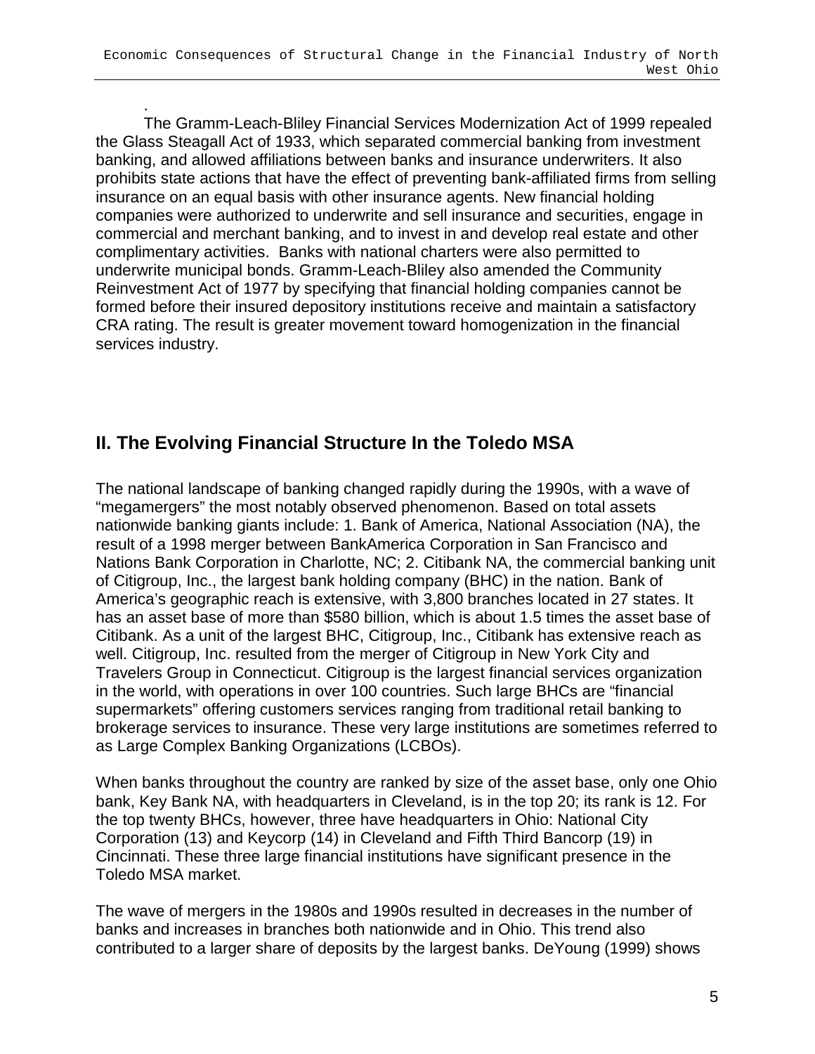.

The Gramm-Leach-Bliley Financial Services Modernization Act of 1999 repealed the Glass Steagall Act of 1933, which separated commercial banking from investment banking, and allowed affiliations between banks and insurance underwriters. It also prohibits state actions that have the effect of preventing bank-affiliated firms from selling insurance on an equal basis with other insurance agents. New financial holding companies were authorized to underwrite and sell insurance and securities, engage in commercial and merchant banking, and to invest in and develop real estate and other complimentary activities. Banks with national charters were also permitted to underwrite municipal bonds. Gramm-Leach-Bliley also amended the Community Reinvestment Act of 1977 by specifying that financial holding companies cannot be formed before their insured depository institutions receive and maintain a satisfactory CRA rating. The result is greater movement toward homogenization in the financial services industry.

## II. The Evolving Financial Structure In the Toledo MSA

The national landscape of banking changed rapidly during the 1990s, with a wave of "megamergers" the most notably observed phenomenon. Based on total assets nationwide banking giants include: 1. Bank of America, National Association (NA), the result of a 1998 merger between BankAmerica Corporation in San Francisco and Nations Bank Corporation in Charlotte, NC; 2. Citibank NA, the commercial banking unit of Citigroup, Inc., the largest bank holding company (BHC) in the nation. Bank of America's geographic reach is extensive, with 3,800 branches located in 27 states. It has an asset base of more than $580 billion, which is about 1.5 times the asset base of Citibank. As a unit of the largest BHC, Citigroup, Inc., Citibank has extensive reach as well. Citigroup, Inc. resulted from the merger of Citigroup in New York City and Travelers Group in Connecticut. Citigroup is the largest financial services organization in the world, with operations in over 100 countries. Such large BHCs are "financial supermarkets" offering customers services ranging from traditional retail banking to brokerage services to insurance. These very large institutions are sometimes referred to as Large Complex Banking Organizations (LCBOs).

When banks throughout the country are ranked by size of the asset base, only one Ohio bank, Key Bank NA, with headquarters in Cleveland, is in the top 20; its rank is 12. For the top twenty BHCs, however, three have headquarters in Ohio: National City Corporation (13) and Keycorp (14) in Cleveland and Fifth Third Bancorp (19) in Cincinnati. These three large financial institutions have significant presence in the Toledo MSA market.

The wave of mergers in the 1980s and 1990s resulted in decreases in the number of banks and increases in branches both nationwide and in Ohio. This trend also contributed to a larger share of deposits by the largest banks. DeYoung (1999) shows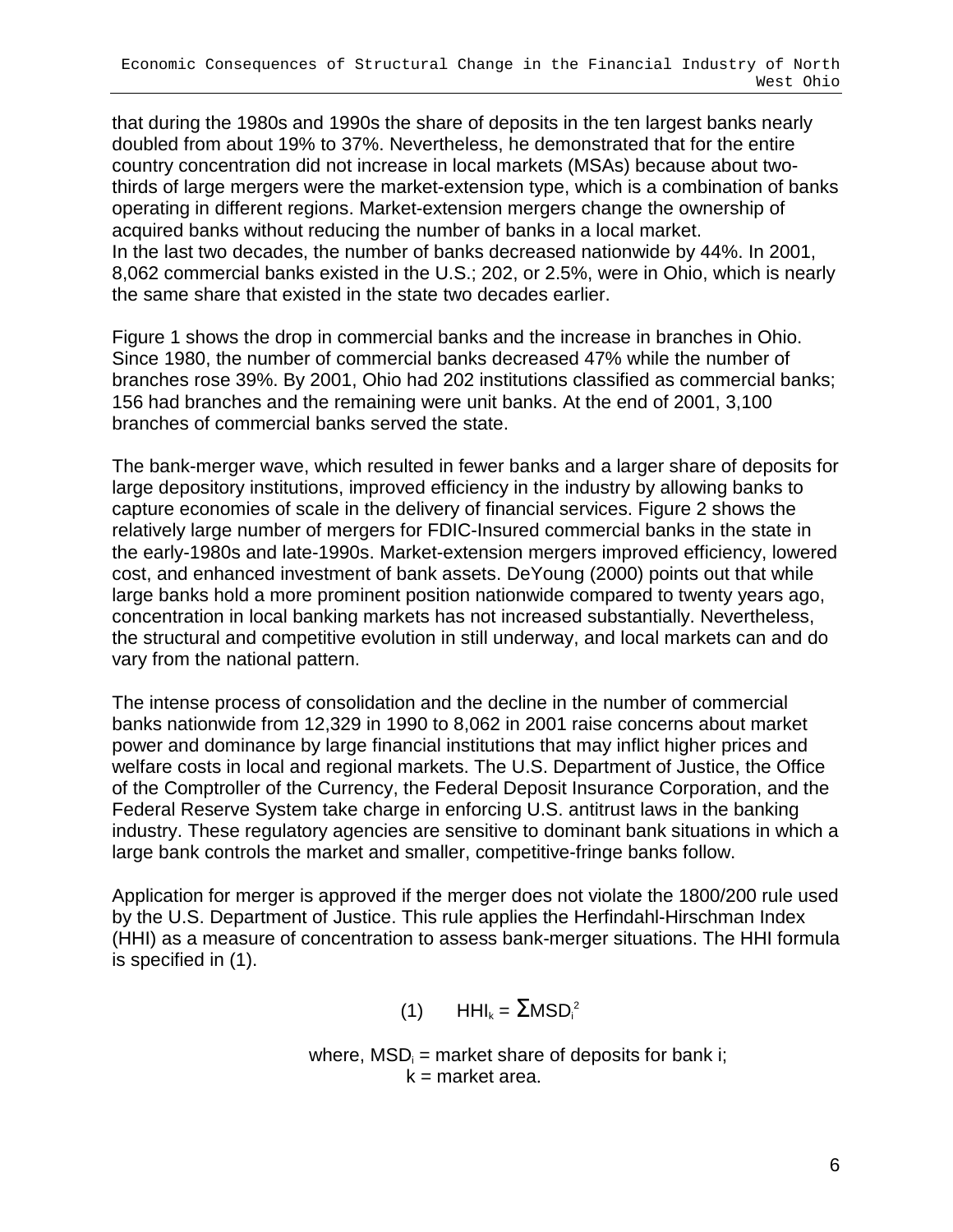that during the 1980s and 1990s the share of deposits in the ten largest banks nearly doubled from about 19% to 37%. Nevertheless, he demonstrated that for the entire country concentration did not increase in local markets (MSAs) because about two-thirds of large mergers were the market-extension type, which is a combination of banks operating in different regions. Market-extension mergers change the ownership of acquired banks without reducing the number of banks in a local market.
In the last two decades, the number of banks decreased nationwide by 44%. In 2001, 8,062 commercial banks existed in the U.S.; 202, or 2.5%, were in Ohio, which is nearly the same share that existed in the state two decades earlier.

Figure 1 shows the drop in commercial banks and the increase in branches in Ohio. Since 1980, the number of commercial banks decreased 47% while the number of branches rose 39%. By 2001, Ohio had 202 institutions classified as commercial banks; 156 had branches and the remaining were unit banks. At the end of 2001, 3,100 branches of commercial banks served the state.

The bank-merger wave, which resulted in fewer banks and a larger share of deposits for large depository institutions, improved efficiency in the industry by allowing banks to capture economies of scale in the delivery of financial services. Figure 2 shows the relatively large number of mergers for FDIC-Insured commercial banks in the state in the early-1980s and late-1990s. Market-extension mergers improved efficiency, lowered cost, and enhanced investment of bank assets. DeYoung (2000) points out that while large banks hold a more prominent position nationwide compared to twenty years ago, concentration in local banking markets has not increased substantially. Nevertheless, the structural and competitive evolution in still underway, and local markets can and do vary from the national pattern.

The intense process of consolidation and the decline in the number of commercial banks nationwide from 12,329 in 1990 to 8,062 in 2001 raise concerns about market power and dominance by large financial institutions that may inflict higher prices and welfare costs in local and regional markets. The U.S. Department of Justice, the Office of the Comptroller of the Currency, the Federal Deposit Insurance Corporation, and the Federal Reserve System take charge in enforcing U.S. antitrust laws in the banking industry. These regulatory agencies are sensitive to dominant bank situations in which a large bank controls the market and smaller, competitive-fringe banks follow.

Application for merger is approved if the merger does not violate the 1800/200 rule used by the U.S. Department of Justice. This rule applies the Herfindahl-Hirschman Index (HHI) as a measure of concentration to assess bank-merger situations. The HHI formula is specified in (1).

$$(1) \qquad HHI_k = \Sigma MSD_i^2$$

where, $MSD_i$ = market share of deposits for bank i;
$k$ = market area.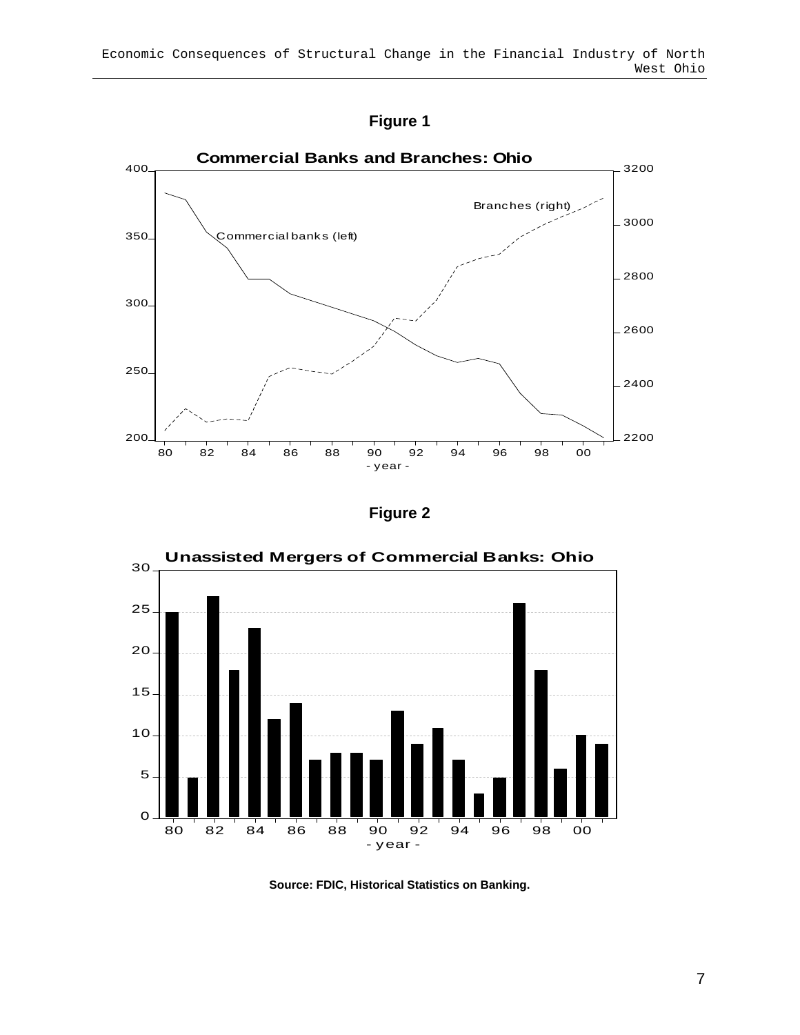**Figure 1**

**Commercial Banks and Branches: Ohio**

**Figure 2**

**Unassisted Mergers of Commercial Banks: Ohio**

**Source: FDIC, Historical Statistics on Banking.**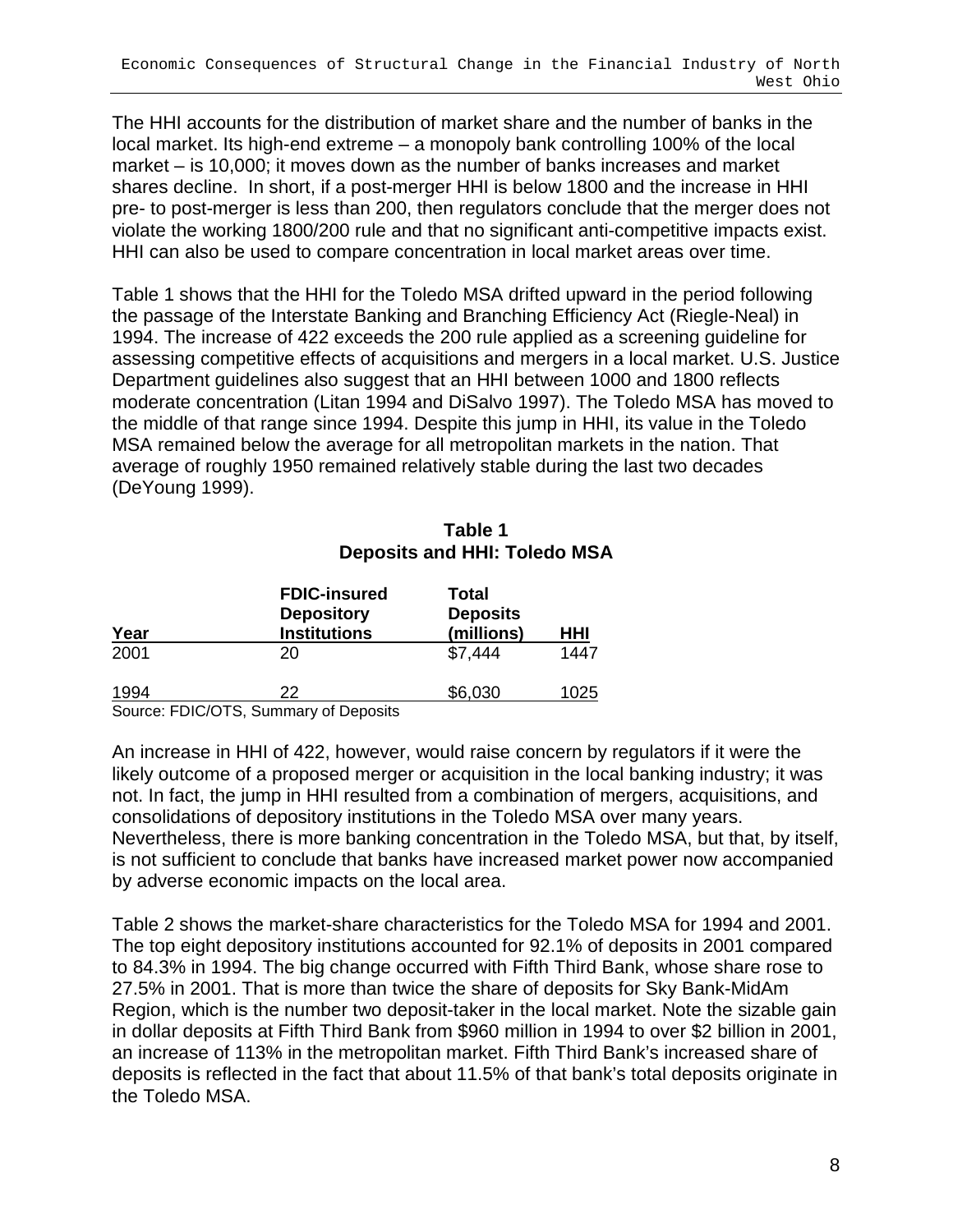The HHI accounts for the distribution of market share and the number of banks in the local market. Its high-end extreme – a monopoly bank controlling 100% of the local market – is 10,000; it moves down as the number of banks increases and market shares decline. In short, if a post-merger HHI is below 1800 and the increase in HHI pre- to post-merger is less than 200, then regulators conclude that the merger does not violate the working 1800/200 rule and that no significant anti-competitive impacts exist. HHI can also be used to compare concentration in local market areas over time.

Table 1 shows that the HHI for the Toledo MSA drifted upward in the period following the passage of the Interstate Banking and Branching Efficiency Act (Riegle-Neal) in 1994. The increase of 422 exceeds the 200 rule applied as a screening guideline for assessing competitive effects of acquisitions and mergers in a local market. U.S. Justice Department guidelines also suggest that an HHI between 1000 and 1800 reflects moderate concentration (Litan 1994 and DiSalvo 1997). The Toledo MSA has moved to the middle of that range since 1994. Despite this jump in HHI, its value in the Toledo MSA remained below the average for all metropolitan markets in the nation. That average of roughly 1950 remained relatively stable during the last two decades (DeYoung 1999).

**Table 1**
**Deposits and HHI: Toledo MSA**

| Year | FDIC-insured Depository Institutions | Total Deposits (millions) | HHI |
|---|---|---|---|
| 2001 | 20 | $7,444 | 1447 |
| 1994 | 22 | $6,030 | 1025 |

Source: FDIC/OTS, Summary of Deposits

An increase in HHI of 422, however, would raise concern by regulators if it were the likely outcome of a proposed merger or acquisition in the local banking industry; it was not. In fact, the jump in HHI resulted from a combination of mergers, acquisitions, and consolidations of depository institutions in the Toledo MSA over many years. Nevertheless, there is more banking concentration in the Toledo MSA, but that, by itself, is not sufficient to conclude that banks have increased market power now accompanied by adverse economic impacts on the local area.

Table 2 shows the market-share characteristics for the Toledo MSA for 1994 and 2001. The top eight depository institutions accounted for 92.1% of deposits in 2001 compared to 84.3% in 1994. The big change occurred with Fifth Third Bank, whose share rose to 27.5% in 2001. That is more than twice the share of deposits for Sky Bank-MidAm Region, which is the number two deposit-taker in the local market. Note the sizable gain in dollar deposits at Fifth Third Bank from $960 million in 1994 to over $2 billion in 2001, an increase of 113% in the metropolitan market. Fifth Third Bank's increased share of deposits is reflected in the fact that about 11.5% of that bank's total deposits originate in the Toledo MSA.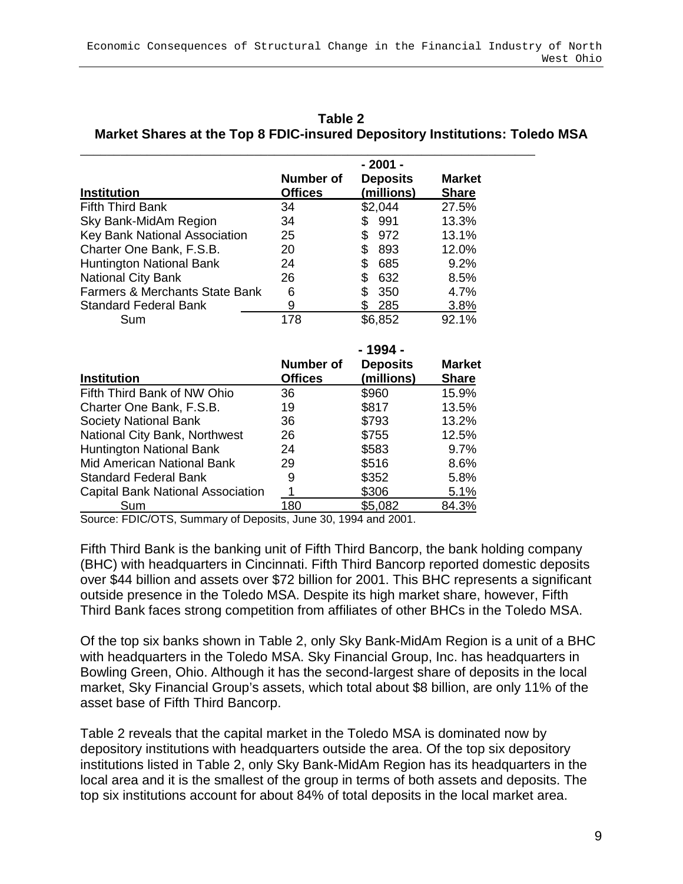**Table 2**
**Market Shares at the Top 8 FDIC-insured Depository Institutions: Toledo MSA**

| Institution | Number of Offices | - 2001 - Deposits (millions) | Market Share |
|---|---|---|---|
| Fifth Third Bank | 34 | $2,044 | 27.5% |
| Sky Bank-MidAm Region | 34 | $ 991 | 13.3% |
| Key Bank National Association | 25 | $ 972 | 13.1% |
| Charter One Bank, F.S.B. | 20 | $ 893 | 12.0% |
| Huntington National Bank | 24 | $ 685 | 9.2% |
| National City Bank | 26 | $ 632 | 8.5% |
| Farmers & Merchants State Bank | 6 | $ 350 | 4.7% |
| Standard Federal Bank | 9 | $ 285 | 3.8% |
| Sum | 178 | $6,852 | 92.1% |

| Institution | Number of Offices | - 1994 - Deposits (millions) | Market Share |
|---|---|---|---|
| Fifth Third Bank of NW Ohio | 36 | $960 | 15.9% |
| Charter One Bank, F.S.B. | 19 | $817 | 13.5% |
| Society National Bank | 36 | $793 | 13.2% |
| National City Bank, Northwest | 26 | $755 | 12.5% |
| Huntington National Bank | 24 | $583 | 9.7% |
| Mid American National Bank | 29 | $516 | 8.6% |
| Standard Federal Bank | 9 | $352 | 5.8% |
| Capital Bank National Association | 1 | $306 | 5.1% |
| Sum | 180 | $5,082 | 84.3% |

Source: FDIC/OTS, Summary of Deposits, June 30, 1994 and 2001.

Fifth Third Bank is the banking unit of Fifth Third Bancorp, the bank holding company (BHC) with headquarters in Cincinnati. Fifth Third Bancorp reported domestic deposits over $44 billion and assets over $72 billion for 2001. This BHC represents a significant outside presence in the Toledo MSA. Despite its high market share, however, Fifth Third Bank faces strong competition from affiliates of other BHCs in the Toledo MSA.

Of the top six banks shown in Table 2, only Sky Bank-MidAm Region is a unit of a BHC with headquarters in the Toledo MSA. Sky Financial Group, Inc. has headquarters in Bowling Green, Ohio. Although it has the second-largest share of deposits in the local market, Sky Financial Group's assets, which total about $8 billion, are only 11% of the asset base of Fifth Third Bancorp.

Table 2 reveals that the capital market in the Toledo MSA is dominated now by depository institutions with headquarters outside the area. Of the top six depository institutions listed in Table 2, only Sky Bank-MidAm Region has its headquarters in the local area and it is the smallest of the group in terms of both assets and deposits. The top six institutions account for about 84% of total deposits in the local market area.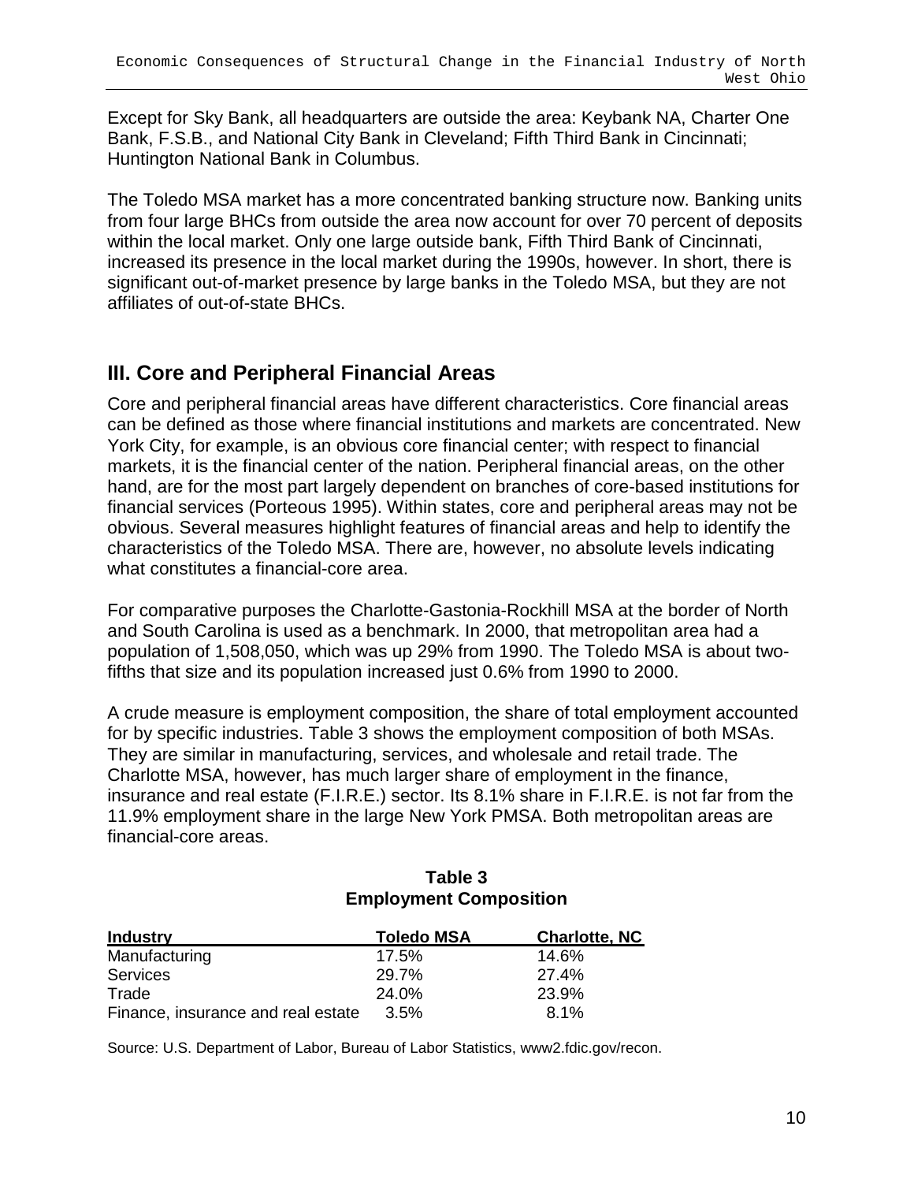Except for Sky Bank, all headquarters are outside the area: Keybank NA, Charter One Bank, F.S.B., and National City Bank in Cleveland; Fifth Third Bank in Cincinnati; Huntington National Bank in Columbus.

The Toledo MSA market has a more concentrated banking structure now. Banking units from four large BHCs from outside the area now account for over 70 percent of deposits within the local market. Only one large outside bank, Fifth Third Bank of Cincinnati, increased its presence in the local market during the 1990s, however. In short, there is significant out-of-market presence by large banks in the Toledo MSA, but they are not affiliates of out-of-state BHCs.

## III. Core and Peripheral Financial Areas

Core and peripheral financial areas have different characteristics. Core financial areas can be defined as those where financial institutions and markets are concentrated. New York City, for example, is an obvious core financial center; with respect to financial markets, it is the financial center of the nation. Peripheral financial areas, on the other hand, are for the most part largely dependent on branches of core-based institutions for financial services (Porteous 1995). Within states, core and peripheral areas may not be obvious. Several measures highlight features of financial areas and help to identify the characteristics of the Toledo MSA. There are, however, no absolute levels indicating what constitutes a financial-core area.

For comparative purposes the Charlotte-Gastonia-Rockhill MSA at the border of North and South Carolina is used as a benchmark. In 2000, that metropolitan area had a population of 1,508,050, which was up 29% from 1990. The Toledo MSA is about two-fifths that size and its population increased just 0.6% from 1990 to 2000.

A crude measure is employment composition, the share of total employment accounted for by specific industries. Table 3 shows the employment composition of both MSAs. They are similar in manufacturing, services, and wholesale and retail trade. The Charlotte MSA, however, has much larger share of employment in the finance, insurance and real estate (F.I.R.E.) sector. Its 8.1% share in F.I.R.E. is not far from the 11.9% employment share in the large New York PMSA. Both metropolitan areas are financial-core areas.

**Table 3**
**Employment Composition**

| Industry | Toledo MSA | Charlotte, NC |
|---|---|---|
| Manufacturing | 17.5% | 14.6% |
| Services | 29.7% | 27.4% |
| Trade | 24.0% | 23.9% |
| Finance, insurance and real estate | 3.5% | 8.1% |

Source: U.S. Department of Labor, Bureau of Labor Statistics, www2.fdic.gov/recon.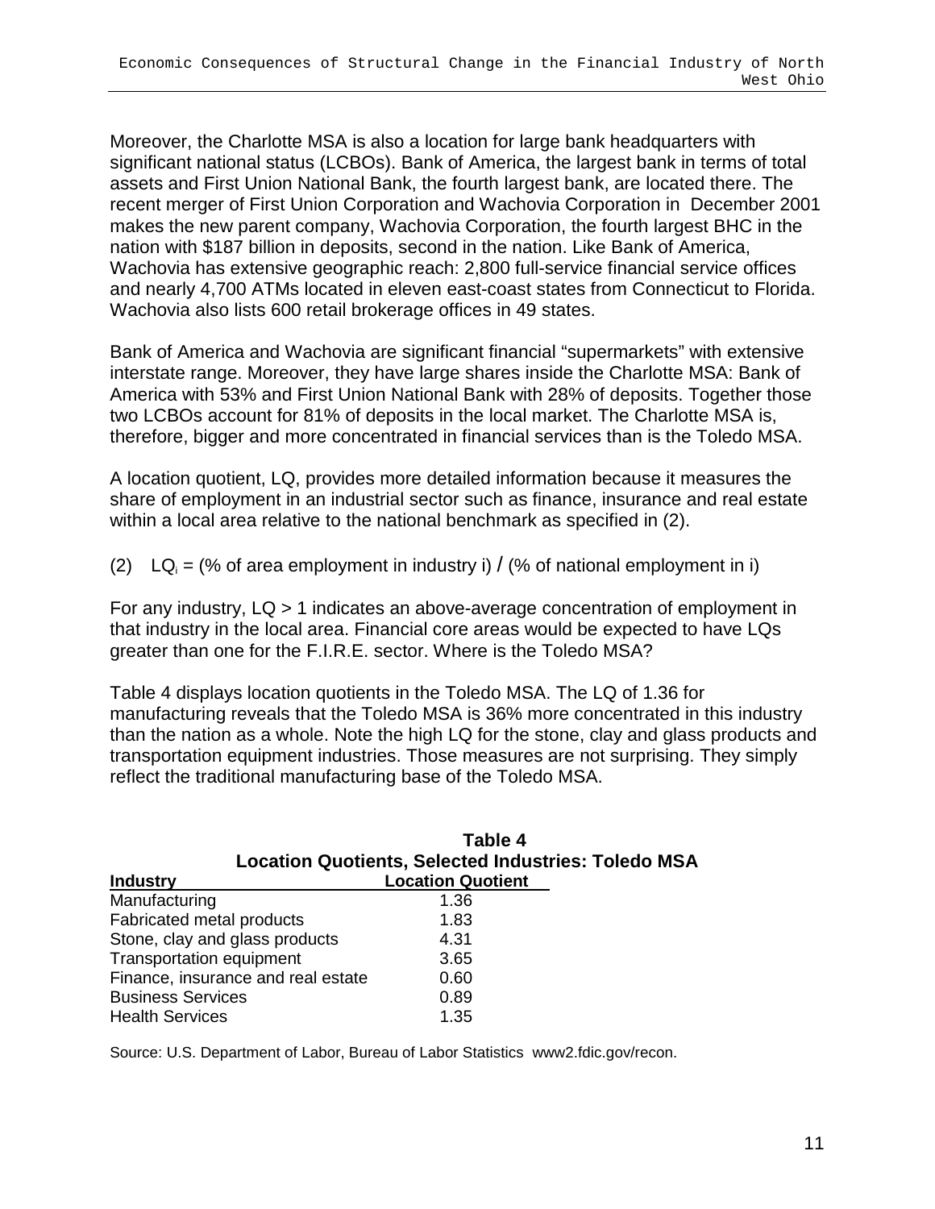Moreover, the Charlotte MSA is also a location for large bank headquarters with significant national status (LCBOs). Bank of America, the largest bank in terms of total assets and First Union National Bank, the fourth largest bank, are located there. The recent merger of First Union Corporation and Wachovia Corporation in December 2001 makes the new parent company, Wachovia Corporation, the fourth largest BHC in the nation with $187 billion in deposits, second in the nation. Like Bank of America, Wachovia has extensive geographic reach: 2,800 full-service financial service offices and nearly 4,700 ATMs located in eleven east-coast states from Connecticut to Florida. Wachovia also lists 600 retail brokerage offices in 49 states.

Bank of America and Wachovia are significant financial "supermarkets" with extensive interstate range. Moreover, they have large shares inside the Charlotte MSA: Bank of America with 53% and First Union National Bank with 28% of deposits. Together those two LCBOs account for 81% of deposits in the local market. The Charlotte MSA is, therefore, bigger and more concentrated in financial services than is the Toledo MSA.

A location quotient, LQ, provides more detailed information because it measures the share of employment in an industrial sector such as finance, insurance and real estate within a local area relative to the national benchmark as specified in (2).

(2) $LQ_i$ = (% of area employment in industry i) / (% of national employment in i)

For any industry, LQ > 1 indicates an above-average concentration of employment in that industry in the local area. Financial core areas would be expected to have LQs greater than one for the F.I.R.E. sector. Where is the Toledo MSA?

Table 4 displays location quotients in the Toledo MSA. The LQ of 1.36 for manufacturing reveals that the Toledo MSA is 36% more concentrated in this industry than the nation as a whole. Note the high LQ for the stone, clay and glass products and transportation equipment industries. Those measures are not surprising. They simply reflect the traditional manufacturing base of the Toledo MSA.

**Table 4**
**Location Quotients, Selected Industries: Toledo MSA**

| Industry | Location Quotient |
|---|---|
| Manufacturing | 1.36 |
| Fabricated metal products | 1.83 |
| Stone, clay and glass products | 4.31 |
| Transportation equipment | 3.65 |
| Finance, insurance and real estate | 0.60 |
| Business Services | 0.89 |
| Health Services | 1.35 |

Source: U.S. Department of Labor, Bureau of Labor Statistics www2.fdic.gov/recon.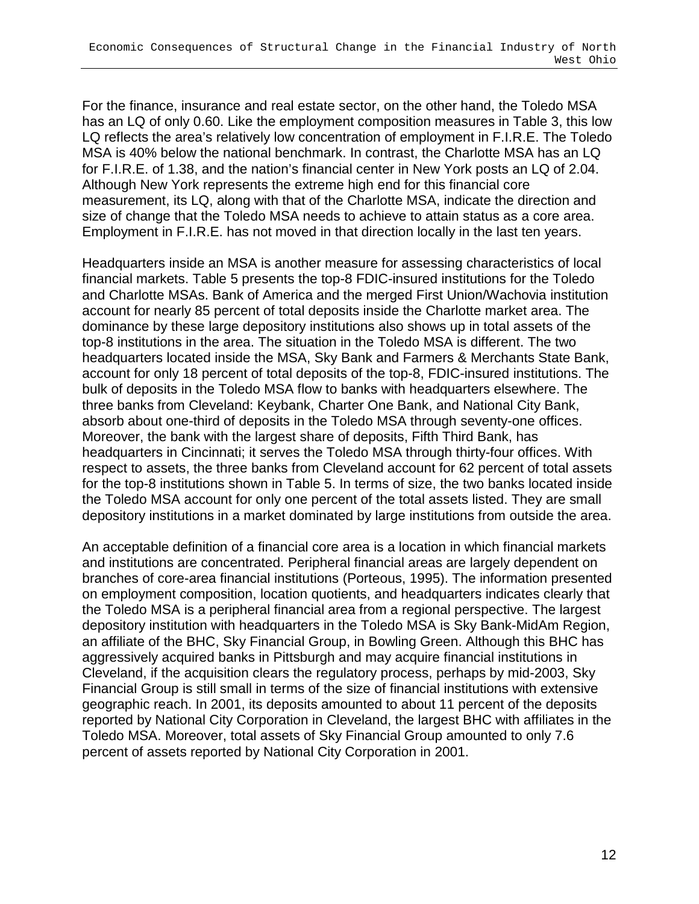For the finance, insurance and real estate sector, on the other hand, the Toledo MSA has an LQ of only 0.60. Like the employment composition measures in Table 3, this low LQ reflects the area's relatively low concentration of employment in F.I.R.E. The Toledo MSA is 40% below the national benchmark. In contrast, the Charlotte MSA has an LQ for F.I.R.E. of 1.38, and the nation's financial center in New York posts an LQ of 2.04. Although New York represents the extreme high end for this financial core measurement, its LQ, along with that of the Charlotte MSA, indicate the direction and size of change that the Toledo MSA needs to achieve to attain status as a core area. Employment in F.I.R.E. has not moved in that direction locally in the last ten years.

Headquarters inside an MSA is another measure for assessing characteristics of local financial markets. Table 5 presents the top-8 FDIC-insured institutions for the Toledo and Charlotte MSAs. Bank of America and the merged First Union/Wachovia institution account for nearly 85 percent of total deposits inside the Charlotte market area. The dominance by these large depository institutions also shows up in total assets of the top-8 institutions in the area. The situation in the Toledo MSA is different. The two headquarters located inside the MSA, Sky Bank and Farmers & Merchants State Bank, account for only 18 percent of total deposits of the top-8, FDIC-insured institutions. The bulk of deposits in the Toledo MSA flow to banks with headquarters elsewhere. The three banks from Cleveland: Keybank, Charter One Bank, and National City Bank, absorb about one-third of deposits in the Toledo MSA through seventy-one offices. Moreover, the bank with the largest share of deposits, Fifth Third Bank, has headquarters in Cincinnati; it serves the Toledo MSA through thirty-four offices. With respect to assets, the three banks from Cleveland account for 62 percent of total assets for the top-8 institutions shown in Table 5. In terms of size, the two banks located inside the Toledo MSA account for only one percent of the total assets listed. They are small depository institutions in a market dominated by large institutions from outside the area.

An acceptable definition of a financial core area is a location in which financial markets and institutions are concentrated. Peripheral financial areas are largely dependent on branches of core-area financial institutions (Porteous, 1995). The information presented on employment composition, location quotients, and headquarters indicates clearly that the Toledo MSA is a peripheral financial area from a regional perspective. The largest depository institution with headquarters in the Toledo MSA is Sky Bank-MidAm Region, an affiliate of the BHC, Sky Financial Group, in Bowling Green. Although this BHC has aggressively acquired banks in Pittsburgh and may acquire financial institutions in Cleveland, if the acquisition clears the regulatory process, perhaps by mid-2003, Sky Financial Group is still small in terms of the size of financial institutions with extensive geographic reach. In 2001, its deposits amounted to about 11 percent of the deposits reported by National City Corporation in Cleveland, the largest BHC with affiliates in the Toledo MSA. Moreover, total assets of Sky Financial Group amounted to only 7.6 percent of assets reported by National City Corporation in 2001.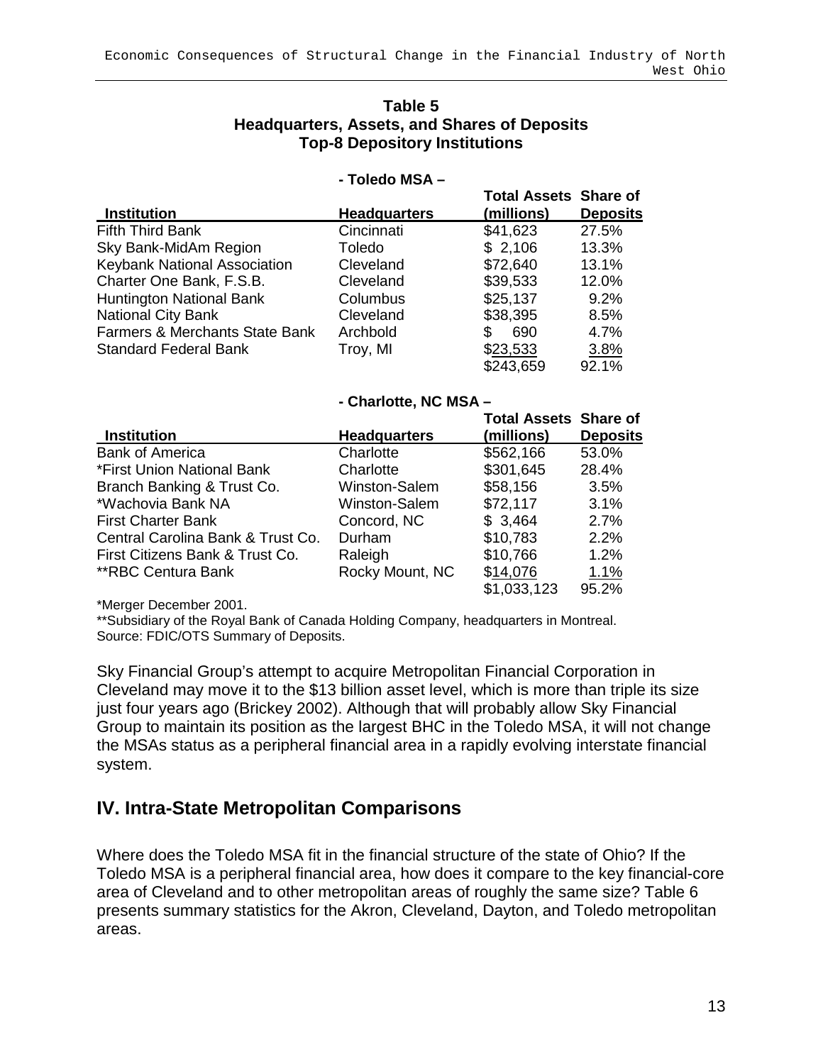**Table 5**
**Headquarters, Assets, and Shares of Deposits**
**Top-8 Depository Institutions**

**- Toledo MSA –**

| Institution | Headquarters | Total Assets (millions) | Share of Deposits |
|---|---|---|---|
| Fifth Third Bank | Cincinnati | $41,623 | 27.5% |
| Sky Bank-MidAm Region | Toledo | $ 2,106 | 13.3% |
| Keybank National Association | Cleveland | $72,640 | 13.1% |
| Charter One Bank, F.S.B. | Cleveland | $39,533 | 12.0% |
| Huntington National Bank | Columbus | $25,137 | 9.2% |
| National City Bank | Cleveland | $38,395 | 8.5% |
| Farmers & Merchants State Bank | Archbold | $ 690 | 4.7% |
| Standard Federal Bank | Troy, MI | $23,533 | 3.8% |
| | | $243,659 | 92.1% |

**- Charlotte, NC MSA –**

| Institution | Headquarters | Total Assets (millions) | Share of Deposits |
|---|---|---|---|
| Bank of America | Charlotte | $562,166 | 53.0% |
| *First Union National Bank | Charlotte | $301,645 | 28.4% |
| Branch Banking & Trust Co. | Winston-Salem | $58,156 | 3.5% |
| *Wachovia Bank NA | Winston-Salem | $72,117 | 3.1% |
| First Charter Bank | Concord, NC | $ 3,464 | 2.7% |
| Central Carolina Bank & Trust Co. | Durham | $10,783 | 2.2% |
| First Citizens Bank & Trust Co. | Raleigh | $10,766 | 1.2% |
| **RBC Centura Bank | Rocky Mount, NC | $14,076 | 1.1% |
| | | $1,033,123 | 95.2% |

*Merger December 2001.
**Subsidiary of the Royal Bank of Canada Holding Company, headquarters in Montreal.
Source: FDIC/OTS Summary of Deposits.

Sky Financial Group's attempt to acquire Metropolitan Financial Corporation in Cleveland may move it to the $13 billion asset level, which is more than triple its size just four years ago (Brickey 2002). Although that will probably allow Sky Financial Group to maintain its position as the largest BHC in the Toledo MSA, it will not change the MSAs status as a peripheral financial area in a rapidly evolving interstate financial system.

## IV. Intra-State Metropolitan Comparisons

Where does the Toledo MSA fit in the financial structure of the state of Ohio? If the Toledo MSA is a peripheral financial area, how does it compare to the key financial-core area of Cleveland and to other metropolitan areas of roughly the same size? Table 6 presents summary statistics for the Akron, Cleveland, Dayton, and Toledo metropolitan areas.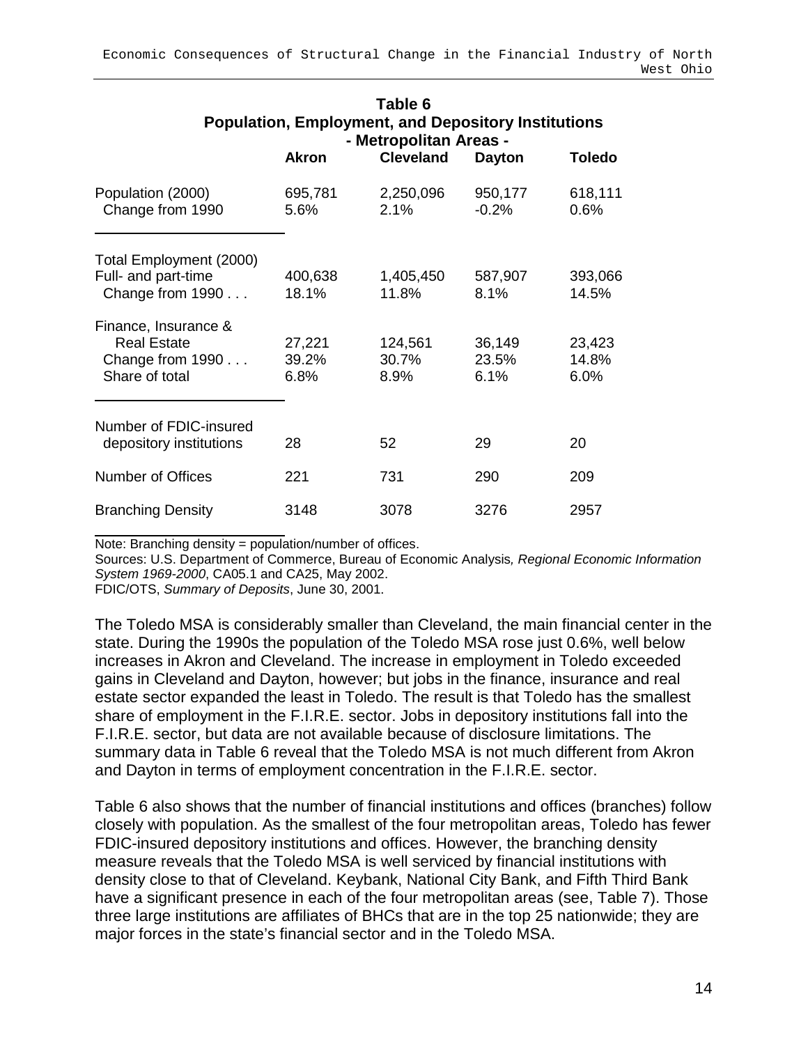**Table 6**
**Population, Employment, and Depository Institutions**
**- Metropolitan Areas -**

| | **Akron** | **Cleveland** | **Dayton** | **Toledo** |
|---|---|---|---|---|
| Population (2000) | 695,781 | 2,250,096 | 950,177 | 618,111 |
| Change from 1990 | 5.6% | 2.1% | -0.2% | 0.6% |
| Total Employment (2000) | | | | |
| Full- and part-time | 400,638 | 1,405,450 | 587,907 | 393,066 |
| Change from 1990 . . . | 18.1% | 11.8% | 8.1% | 14.5% |
| Finance, Insurance & | | | | |
| Real Estate | 27,221 | 124,561 | 36,149 | 23,423 |
| Change from 1990 . . . | 39.2% | 30.7% | 23.5% | 14.8% |
| Share of total | 6.8% | 8.9% | 6.1% | 6.0% |
| Number of FDIC-insured depository institutions | 28 | 52 | 29 | 20 |
| Number of Offices | 221 | 731 | 290 | 209 |
| Branching Density | 3148 | 3078 | 3276 | 2957 |

Note: Branching density = population/number of offices.
Sources: U.S. Department of Commerce, Bureau of Economic Analysis, *Regional Economic Information System 1969-2000*, CA05.1 and CA25, May 2002.
FDIC/OTS, *Summary of Deposits*, June 30, 2001.

The Toledo MSA is considerably smaller than Cleveland, the main financial center in the state. During the 1990s the population of the Toledo MSA rose just 0.6%, well below increases in Akron and Cleveland. The increase in employment in Toledo exceeded gains in Cleveland and Dayton, however; but jobs in the finance, insurance and real estate sector expanded the least in Toledo. The result is that Toledo has the smallest share of employment in the F.I.R.E. sector. Jobs in depository institutions fall into the F.I.R.E. sector, but data are not available because of disclosure limitations. The summary data in Table 6 reveal that the Toledo MSA is not much different from Akron and Dayton in terms of employment concentration in the F.I.R.E. sector.

Table 6 also shows that the number of financial institutions and offices (branches) follow closely with population. As the smallest of the four metropolitan areas, Toledo has fewer FDIC-insured depository institutions and offices. However, the branching density measure reveals that the Toledo MSA is well serviced by financial institutions with density close to that of Cleveland. Keybank, National City Bank, and Fifth Third Bank have a significant presence in each of the four metropolitan areas (see, Table 7). Those three large institutions are affiliates of BHCs that are in the top 25 nationwide; they are major forces in the state's financial sector and in the Toledo MSA.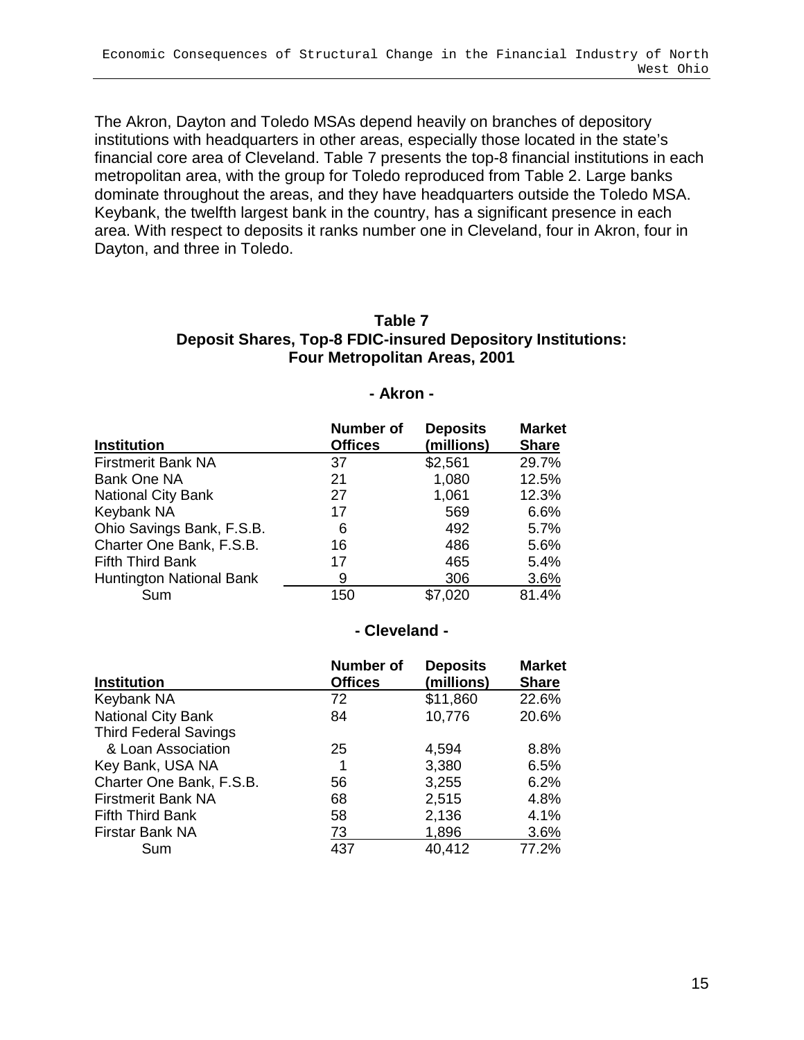The Akron, Dayton and Toledo MSAs depend heavily on branches of depository institutions with headquarters in other areas, especially those located in the state's financial core area of Cleveland. Table 7 presents the top-8 financial institutions in each metropolitan area, with the group for Toledo reproduced from Table 2. Large banks dominate throughout the areas, and they have headquarters outside the Toledo MSA. Keybank, the twelfth largest bank in the country, has a significant presence in each area. With respect to deposits it ranks number one in Cleveland, four in Akron, four in Dayton, and three in Toledo.

**Table 7**
**Deposit Shares, Top-8 FDIC-insured Depository Institutions: Four Metropolitan Areas, 2001**

**- Akron -**

| Institution | Number of Offices | Deposits (millions) | Market Share |
|---|---|---|---|
| Firstmerit Bank NA | 37 | $2,561 | 29.7% |
| Bank One NA | 21 | 1,080 | 12.5% |
| National City Bank | 27 | 1,061 | 12.3% |
| Keybank NA | 17 | 569 | 6.6% |
| Ohio Savings Bank, F.S.B. | 6 | 492 | 5.7% |
| Charter One Bank, F.S.B. | 16 | 486 | 5.6% |
| Fifth Third Bank | 17 | 465 | 5.4% |
| Huntington National Bank | 9 | 306 | 3.6% |
| Sum | 150 | $7,020 | 81.4% |

**- Cleveland -**

| Institution | Number of Offices | Deposits (millions) | Market Share |
|---|---|---|---|
| Keybank NA | 72 | $11,860 | 22.6% |
| National City Bank | 84 | 10,776 | 20.6% |
| Third Federal Savings & Loan Association | 25 | 4,594 | 8.8% |
| Key Bank, USA NA | 1 | 3,380 | 6.5% |
| Charter One Bank, F.S.B. | 56 | 3,255 | 6.2% |
| Firstmerit Bank NA | 68 | 2,515 | 4.8% |
| Fifth Third Bank | 58 | 2,136 | 4.1% |
| Firstar Bank NA | 73 | 1,896 | 3.6% |
| Sum | 437 | 40,412 | 77.2% |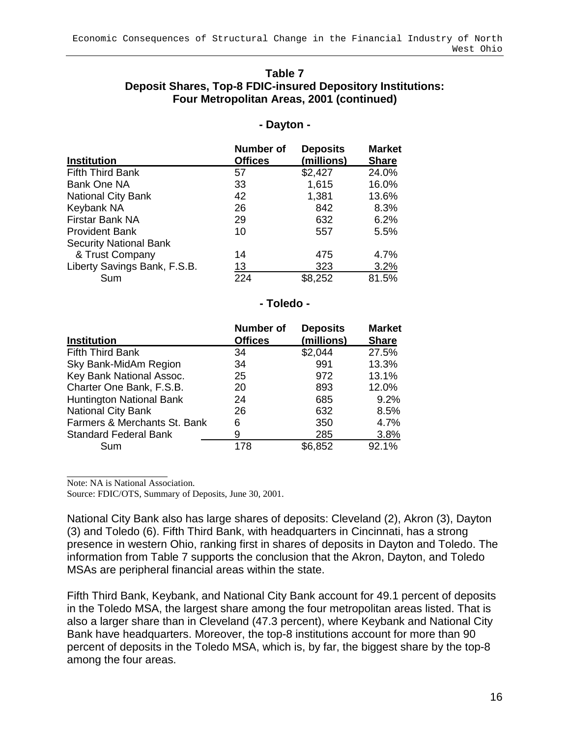**Table 7**
**Deposit Shares, Top-8 FDIC-insured Depository Institutions: Four Metropolitan Areas, 2001 (continued)**

**- Dayton -**

| Institution | Number of Offices | Deposits (millions) | Market Share |
|---|---|---|---|
| Fifth Third Bank | 57 | $2,427 | 24.0% |
| Bank One NA | 33 | 1,615 | 16.0% |
| National City Bank | 42 | 1,381 | 13.6% |
| Keybank NA | 26 | 842 | 8.3% |
| Firstar Bank NA | 29 | 632 | 6.2% |
| Provident Bank | 10 | 557 | 5.5% |
| Security National Bank & Trust Company | 14 | 475 | 4.7% |
| Liberty Savings Bank, F.S.B. | 13 | 323 | 3.2% |
| Sum | 224 | $8,252 | 81.5% |

**- Toledo -**

| Institution | Number of Offices | Deposits (millions) | Market Share |
|---|---|---|---|
| Fifth Third Bank | 34 | $2,044 | 27.5% |
| Sky Bank-MidAm Region | 34 | 991 | 13.3% |
| Key Bank National Assoc. | 25 | 972 | 13.1% |
| Charter One Bank, F.S.B. | 20 | 893 | 12.0% |
| Huntington National Bank | 24 | 685 | 9.2% |
| National City Bank | 26 | 632 | 8.5% |
| Farmers & Merchants St. Bank | 6 | 350 | 4.7% |
| Standard Federal Bank | 9 | 285 | 3.8% |
| Sum | 178 | $6,852 | 92.1% |

Note: NA is National Association.
Source: FDIC/OTS, Summary of Deposits, June 30, 2001.

National City Bank also has large shares of deposits: Cleveland (2), Akron (3), Dayton (3) and Toledo (6). Fifth Third Bank, with headquarters in Cincinnati, has a strong presence in western Ohio, ranking first in shares of deposits in Dayton and Toledo. The information from Table 7 supports the conclusion that the Akron, Dayton, and Toledo MSAs are peripheral financial areas within the state.

Fifth Third Bank, Keybank, and National City Bank account for 49.1 percent of deposits in the Toledo MSA, the largest share among the four metropolitan areas listed. That is also a larger share than in Cleveland (47.3 percent), where Keybank and National City Bank have headquarters. Moreover, the top-8 institutions account for more than 90 percent of deposits in the Toledo MSA, which is, by far, the biggest share by the top-8 among the four areas.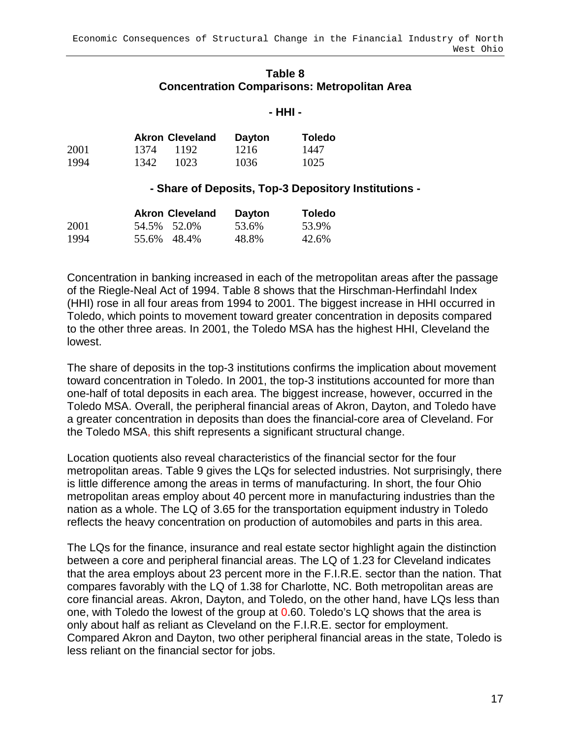**Table 8**
**Concentration Comparisons: Metropolitan Area**

**- HHI -**

| | Akron | Cleveland | Dayton | Toledo |
|---|---|---|---|---|
| 2001 | 1374 | 1192 | 1216 | 1447 |
| 1994 | 1342 | 1023 | 1036 | 1025 |

**- Share of Deposits, Top-3 Depository Institutions -**

| | Akron | Cleveland | Dayton | Toledo |
|---|---|---|---|---|
| 2001 | 54.5% | 52.0% | 53.6% | 53.9% |
| 1994 | 55.6% | 48.4% | 48.8% | 42.6% |

Concentration in banking increased in each of the metropolitan areas after the passage of the Riegle-Neal Act of 1994. Table 8 shows that the Hirschman-Herfindahl Index (HHI) rose in all four areas from 1994 to 2001. The biggest increase in HHI occurred in Toledo, which points to movement toward greater concentration in deposits compared to the other three areas. In 2001, the Toledo MSA has the highest HHI, Cleveland the lowest.

The share of deposits in the top-3 institutions confirms the implication about movement toward concentration in Toledo. In 2001, the top-3 institutions accounted for more than one-half of total deposits in each area. The biggest increase, however, occurred in the Toledo MSA. Overall, the peripheral financial areas of Akron, Dayton, and Toledo have a greater concentration in deposits than does the financial-core area of Cleveland. For the Toledo MSA, this shift represents a significant structural change.

Location quotients also reveal characteristics of the financial sector for the four metropolitan areas. Table 9 gives the LQs for selected industries. Not surprisingly, there is little difference among the areas in terms of manufacturing. In short, the four Ohio metropolitan areas employ about 40 percent more in manufacturing industries than the nation as a whole. The LQ of 3.65 for the transportation equipment industry in Toledo reflects the heavy concentration on production of automobiles and parts in this area.

The LQs for the finance, insurance and real estate sector highlight again the distinction between a core and peripheral financial areas. The LQ of 1.23 for Cleveland indicates that the area employs about 23 percent more in the F.I.R.E. sector than the nation. That compares favorably with the LQ of 1.38 for Charlotte, NC. Both metropolitan areas are core financial areas. Akron, Dayton, and Toledo, on the other hand, have LQs less than one, with Toledo the lowest of the group at 0.60. Toledo's LQ shows that the area is only about half as reliant as Cleveland on the F.I.R.E. sector for employment. Compared Akron and Dayton, two other peripheral financial areas in the state, Toledo is less reliant on the financial sector for jobs.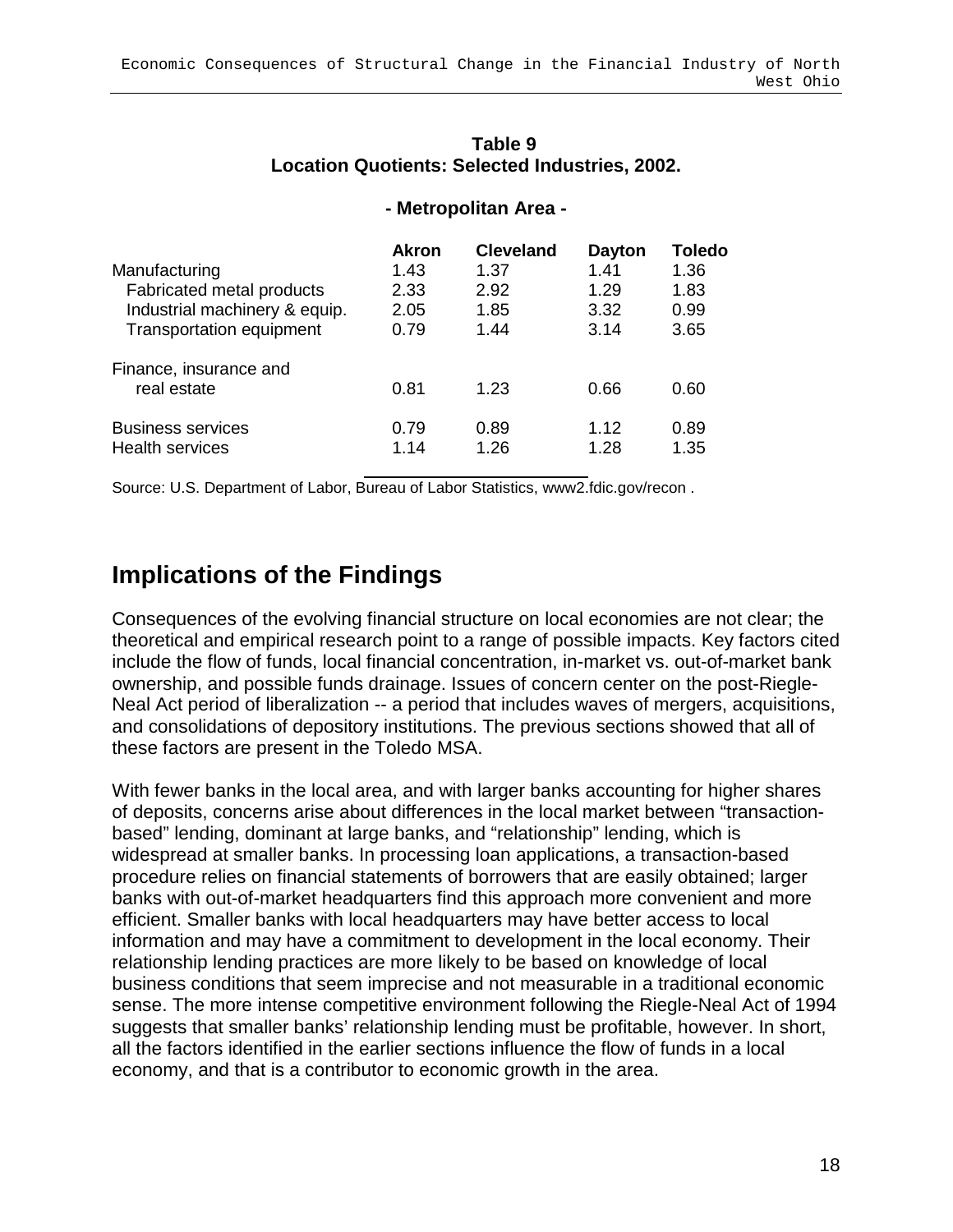**Table 9**
**Location Quotients: Selected Industries, 2002.**

**- Metropolitan Area -**

| | Akron | Cleveland | Dayton | Toledo |
|---|---|---|---|---|
| Manufacturing | 1.43 | 1.37 | 1.41 | 1.36 |
| Fabricated metal products | 2.33 | 2.92 | 1.29 | 1.83 |
| Industrial machinery & equip. | 2.05 | 1.85 | 3.32 | 0.99 |
| Transportation equipment | 0.79 | 1.44 | 3.14 | 3.65 |
| Finance, insurance and real estate | 0.81 | 1.23 | 0.66 | 0.60 |
| Business services | 0.79 | 0.89 | 1.12 | 0.89 |
| Health services | 1.14 | 1.26 | 1.28 | 1.35 |

Source: U.S. Department of Labor, Bureau of Labor Statistics, www2.fdic.gov/recon .

## Implications of the Findings

Consequences of the evolving financial structure on local economies are not clear; the theoretical and empirical research point to a range of possible impacts. Key factors cited include the flow of funds, local financial concentration, in-market vs. out-of-market bank ownership, and possible funds drainage. Issues of concern center on the post-Riegle-Neal Act period of liberalization -- a period that includes waves of mergers, acquisitions, and consolidations of depository institutions. The previous sections showed that all of these factors are present in the Toledo MSA.

With fewer banks in the local area, and with larger banks accounting for higher shares of deposits, concerns arise about differences in the local market between "transaction-based" lending, dominant at large banks, and "relationship" lending, which is widespread at smaller banks. In processing loan applications, a transaction-based procedure relies on financial statements of borrowers that are easily obtained; larger banks with out-of-market headquarters find this approach more convenient and more efficient. Smaller banks with local headquarters may have better access to local information and may have a commitment to development in the local economy. Their relationship lending practices are more likely to be based on knowledge of local business conditions that seem imprecise and not measurable in a traditional economic sense. The more intense competitive environment following the Riegle-Neal Act of 1994 suggests that smaller banks' relationship lending must be profitable, however. In short, all the factors identified in the earlier sections influence the flow of funds in a local economy, and that is a contributor to economic growth in the area.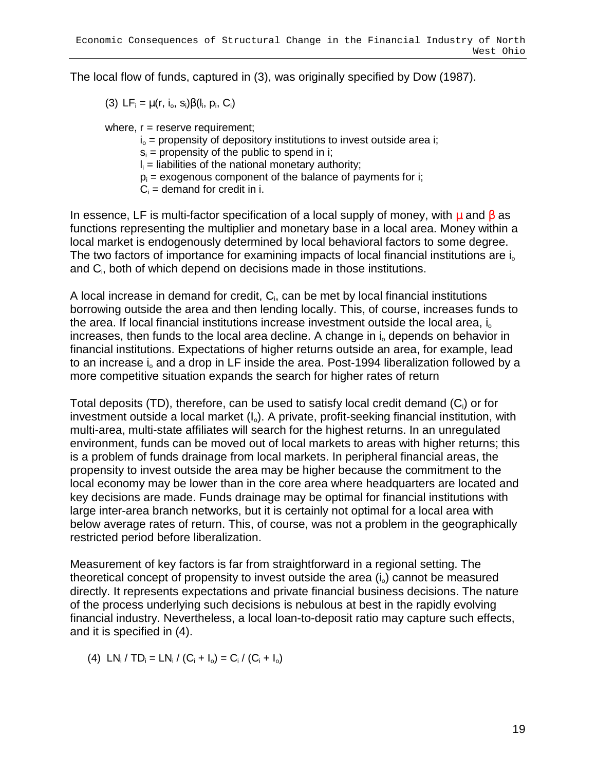The local flow of funds, captured in (3), was originally specified by Dow (1987).

$$(3)\ LF_i = \mu(r, i_o, s_i)\beta(l_i, p_i, C_i)$$

where, $r$ = reserve requirement;
$i_o$ = propensity of depository institutions to invest outside area i;
$s_i$ = propensity of the public to spend in i;
$l_i$ = liabilities of the national monetary authority;
$p_i$ = exogenous component of the balance of payments for i;
$C_i$ = demand for credit in i.

In essence, LF is multi-factor specification of a local supply of money, with $\mu$ and $\beta$ as functions representing the multiplier and monetary base in a local area. Money within a local market is endogenously determined by local behavioral factors to some degree. The two factors of importance for examining impacts of local financial institutions are $i_o$ and $C_i$, both of which depend on decisions made in those institutions.

A local increase in demand for credit, $C_i$, can be met by local financial institutions borrowing outside the area and then lending locally. This, of course, increases funds to the area. If local financial institutions increase investment outside the local area, $i_o$ increases, then funds to the local area decline. A change in $i_o$ depends on behavior in financial institutions. Expectations of higher returns outside an area, for example, lead to an increase $i_o$ and a drop in LF inside the area. Post-1994 liberalization followed by a more competitive situation expands the search for higher rates of return

Total deposits (TD), therefore, can be used to satisfy local credit demand ($C_i$) or for investment outside a local market ($I_o$). A private, profit-seeking financial institution, with multi-area, multi-state affiliates will search for the highest returns. In an unregulated environment, funds can be moved out of local markets to areas with higher returns; this is a problem of funds drainage from local markets. In peripheral financial areas, the propensity to invest outside the area may be higher because the commitment to the local economy may be lower than in the core area where headquarters are located and key decisions are made. Funds drainage may be optimal for financial institutions with large inter-area branch networks, but it is certainly not optimal for a local area with below average rates of return. This, of course, was not a problem in the geographically restricted period before liberalization.

Measurement of key factors is far from straightforward in a regional setting. The theoretical concept of propensity to invest outside the area ($i_o$) cannot be measured directly. It represents expectations and private financial business decisions. The nature of the process underlying such decisions is nebulous at best in the rapidly evolving financial industry. Nevertheless, a local loan-to-deposit ratio may capture such effects, and it is specified in (4).

$$(4)\ LN_i / TD_i = LN_i / (C_i + I_o) = C_i / (C_i + I_o)$$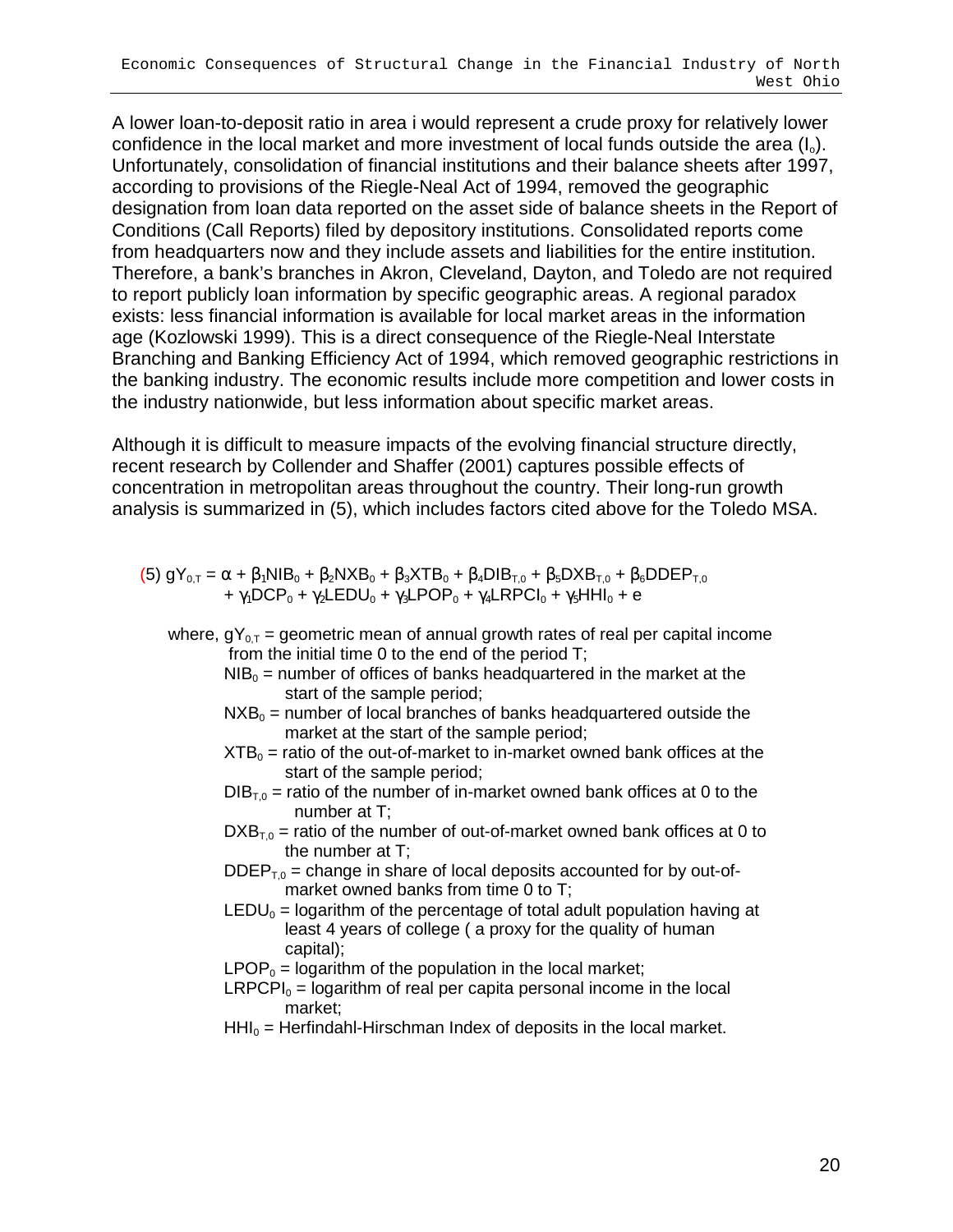A lower loan-to-deposit ratio in area i would represent a crude proxy for relatively lower confidence in the local market and more investment of local funds outside the area ($I_o$). Unfortunately, consolidation of financial institutions and their balance sheets after 1997, according to provisions of the Riegle-Neal Act of 1994, removed the geographic designation from loan data reported on the asset side of balance sheets in the Report of Conditions (Call Reports) filed by depository institutions. Consolidated reports come from headquarters now and they include assets and liabilities for the entire institution. Therefore, a bank's branches in Akron, Cleveland, Dayton, and Toledo are not required to report publicly loan information by specific geographic areas. A regional paradox exists: less financial information is available for local market areas in the information age (Kozlowski 1999). This is a direct consequence of the Riegle-Neal Interstate Branching and Banking Efficiency Act of 1994, which removed geographic restrictions in the banking industry. The economic results include more competition and lower costs in the industry nationwide, but less information about specific market areas.

Although it is difficult to measure impacts of the evolving financial structure directly, recent research by Collender and Shaffer (2001) captures possible effects of concentration in metropolitan areas throughout the country. Their long-run growth analysis is summarized in (5), which includes factors cited above for the Toledo MSA.

(5) $$gY_{0,T} = \alpha + \beta_1 NIB_0 + \beta_2 NXB_0 + \beta_3 XTB_0 + \beta_4 DIB_{T,0} + \beta_5 DXB_{T,0} + \beta_6 DDEP_{T,0} + \gamma_1 DCP_0 + \gamma_2 LEDU_0 + \gamma_3 LPOP_0 + \gamma_4 LRPCI_0 + \gamma_5 HHI_0 + e$$

where, $gY_{0,T}$ = geometric mean of annual growth rates of real per capital income from the initial time 0 to the end of the period T;

- $NIB_0$ = number of offices of banks headquartered in the market at the start of the sample period;
- $NXB_0$ = number of local branches of banks headquartered outside the market at the start of the sample period;
- $XTB_0$ = ratio of the out-of-market to in-market owned bank offices at the start of the sample period;
- $DIB_{T,0}$ = ratio of the number of in-market owned bank offices at 0 to the number at T;
- $DXB_{T,0}$ = ratio of the number of out-of-market owned bank offices at 0 to the number at T;
- $DDEP_{T,0}$ = change in share of local deposits accounted for by out-of-market owned banks from time 0 to T;
- $LEDU_0$ = logarithm of the percentage of total adult population having at least 4 years of college ( a proxy for the quality of human capital);
- $LPOP_0$ = logarithm of the population in the local market;
- $LRPCPI_0$ = logarithm of real per capita personal income in the local market;
- $HHI_0$ = Herfindahl-Hirschman Index of deposits in the local market.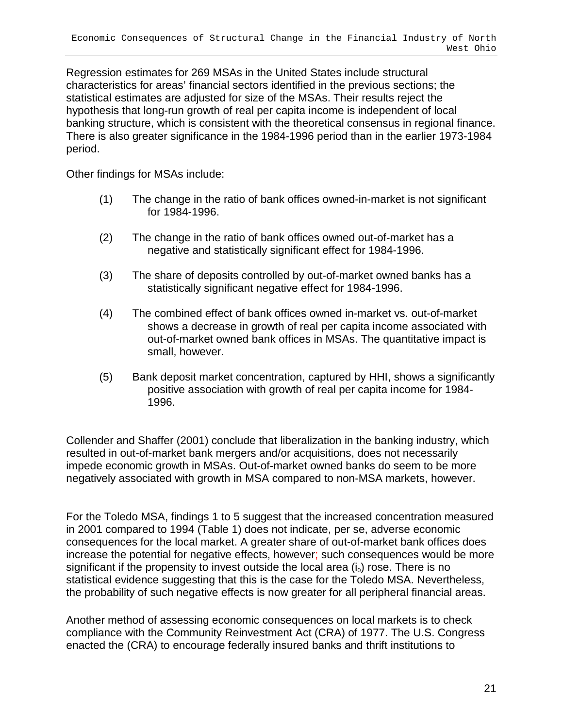Regression estimates for 269 MSAs in the United States include structural characteristics for areas' financial sectors identified in the previous sections; the statistical estimates are adjusted for size of the MSAs. Their results reject the hypothesis that long-run growth of real per capita income is independent of local banking structure, which is consistent with the theoretical consensus in regional finance. There is also greater significance in the 1984-1996 period than in the earlier 1973-1984 period.

Other findings for MSAs include:

(1) The change in the ratio of bank offices owned-in-market is not significant for 1984-1996.

(2) The change in the ratio of bank offices owned out-of-market has a negative and statistically significant effect for 1984-1996.

(3) The share of deposits controlled by out-of-market owned banks has a statistically significant negative effect for 1984-1996.

(4) The combined effect of bank offices owned in-market vs. out-of-market shows a decrease in growth of real per capita income associated with out-of-market owned bank offices in MSAs. The quantitative impact is small, however.

(5) Bank deposit market concentration, captured by HHI, shows a significantly positive association with growth of real per capita income for 1984-1996.

Collender and Shaffer (2001) conclude that liberalization in the banking industry, which resulted in out-of-market bank mergers and/or acquisitions, does not necessarily impede economic growth in MSAs. Out-of-market owned banks do seem to be more negatively associated with growth in MSA compared to non-MSA markets, however.

For the Toledo MSA, findings 1 to 5 suggest that the increased concentration measured in 2001 compared to 1994 (Table 1) does not indicate, per se, adverse economic consequences for the local market. A greater share of out-of-market bank offices does increase the potential for negative effects, however; such consequences would be more significant if the propensity to invest outside the local area ($i_0$) rose. There is no statistical evidence suggesting that this is the case for the Toledo MSA. Nevertheless, the probability of such negative effects is now greater for all peripheral financial areas.

Another method of assessing economic consequences on local markets is to check compliance with the Community Reinvestment Act (CRA) of 1977. The U.S. Congress enacted the (CRA) to encourage federally insured banks and thrift institutions to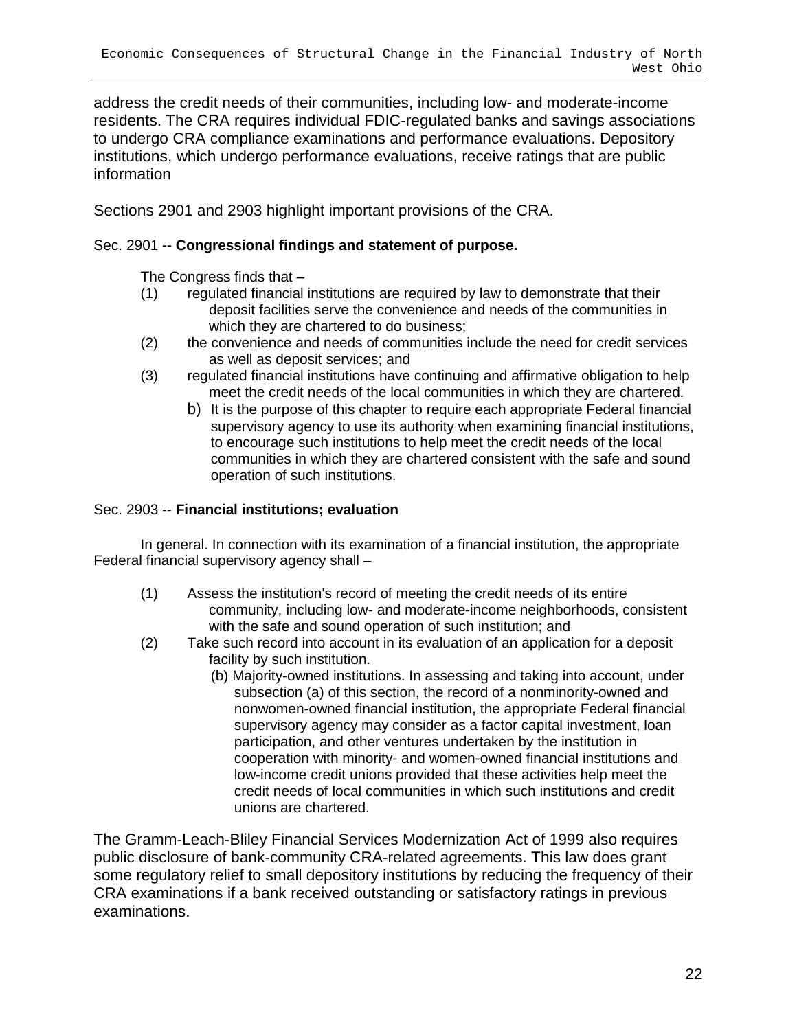address the credit needs of their communities, including low- and moderate-income residents. The CRA requires individual FDIC-regulated banks and savings associations to undergo CRA compliance examinations and performance evaluations. Depository institutions, which undergo performance evaluations, receive ratings that are public information

Sections 2901 and 2903 highlight important provisions of the CRA.

Sec. 2901 **-- Congressional findings and statement of purpose.**

The Congress finds that –

(1) regulated financial institutions are required by law to demonstrate that their deposit facilities serve the convenience and needs of the communities in which they are chartered to do business;

(2) the convenience and needs of communities include the need for credit services as well as deposit services; and

(3) regulated financial institutions have continuing and affirmative obligation to help meet the credit needs of the local communities in which they are chartered.

b) It is the purpose of this chapter to require each appropriate Federal financial supervisory agency to use its authority when examining financial institutions, to encourage such institutions to help meet the credit needs of the local communities in which they are chartered consistent with the safe and sound operation of such institutions.

Sec. 2903 -- **Financial institutions; evaluation**

In general. In connection with its examination of a financial institution, the appropriate Federal financial supervisory agency shall –

(1) Assess the institution's record of meeting the credit needs of its entire community, including low- and moderate-income neighborhoods, consistent with the safe and sound operation of such institution; and

(2) Take such record into account in its evaluation of an application for a deposit facility by such institution.

(b) Majority-owned institutions. In assessing and taking into account, under subsection (a) of this section, the record of a nonminority-owned and nonwomen-owned financial institution, the appropriate Federal financial supervisory agency may consider as a factor capital investment, loan participation, and other ventures undertaken by the institution in cooperation with minority- and women-owned financial institutions and low-income credit unions provided that these activities help meet the credit needs of local communities in which such institutions and credit unions are chartered.

The Gramm-Leach-Bliley Financial Services Modernization Act of 1999 also requires public disclosure of bank-community CRA-related agreements. This law does grant some regulatory relief to small depository institutions by reducing the frequency of their CRA examinations if a bank received outstanding or satisfactory ratings in previous examinations.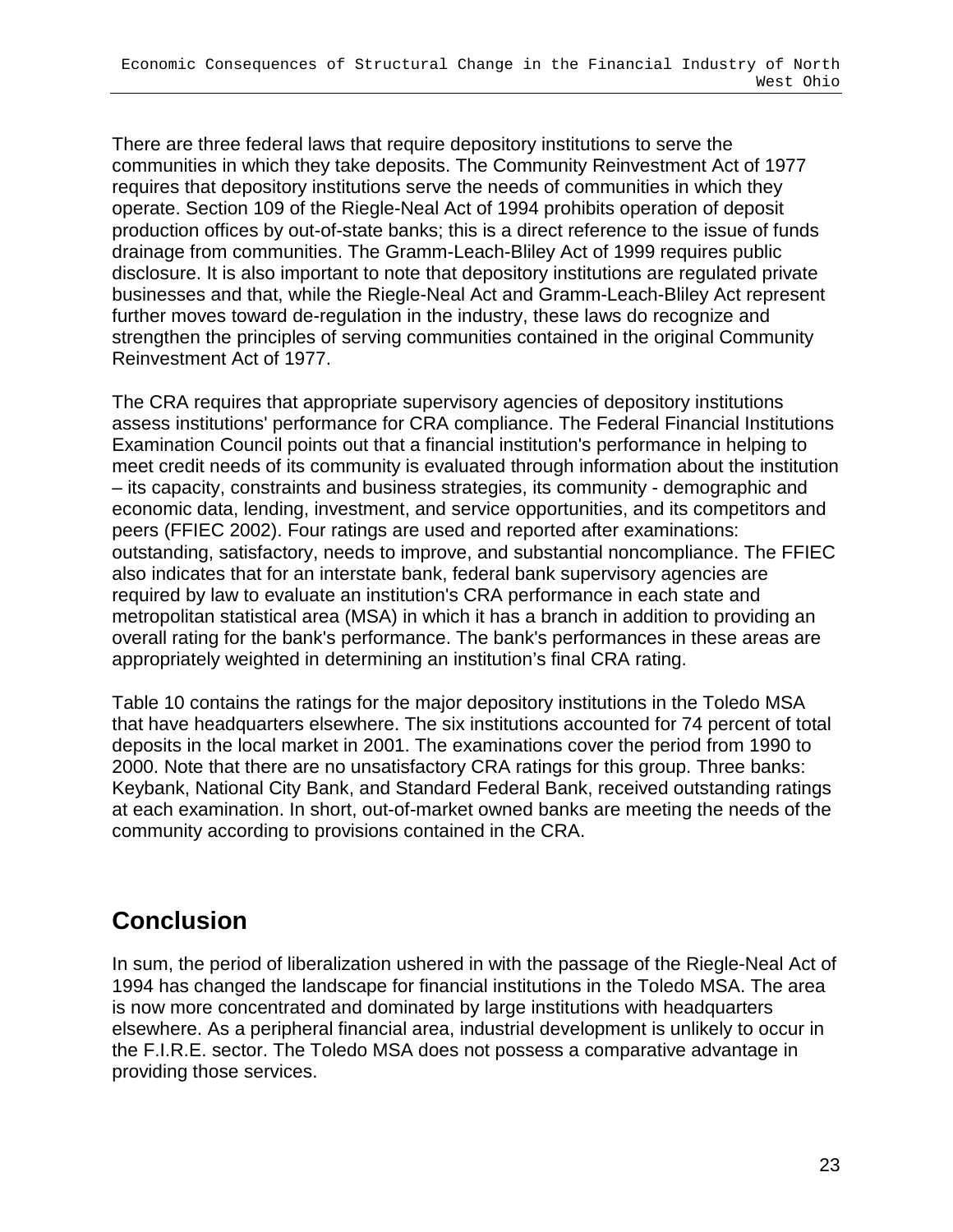There are three federal laws that require depository institutions to serve the communities in which they take deposits. The Community Reinvestment Act of 1977 requires that depository institutions serve the needs of communities in which they operate. Section 109 of the Riegle-Neal Act of 1994 prohibits operation of deposit production offices by out-of-state banks; this is a direct reference to the issue of funds drainage from communities. The Gramm-Leach-Bliley Act of 1999 requires public disclosure. It is also important to note that depository institutions are regulated private businesses and that, while the Riegle-Neal Act and Gramm-Leach-Bliley Act represent further moves toward de-regulation in the industry, these laws do recognize and strengthen the principles of serving communities contained in the original Community Reinvestment Act of 1977.

The CRA requires that appropriate supervisory agencies of depository institutions assess institutions' performance for CRA compliance. The Federal Financial Institutions Examination Council points out that a financial institution's performance in helping to meet credit needs of its community is evaluated through information about the institution – its capacity, constraints and business strategies, its community - demographic and economic data, lending, investment, and service opportunities, and its competitors and peers (FFIEC 2002). Four ratings are used and reported after examinations: outstanding, satisfactory, needs to improve, and substantial noncompliance. The FFIEC also indicates that for an interstate bank, federal bank supervisory agencies are required by law to evaluate an institution's CRA performance in each state and metropolitan statistical area (MSA) in which it has a branch in addition to providing an overall rating for the bank's performance. The bank's performances in these areas are appropriately weighted in determining an institution's final CRA rating.

Table 10 contains the ratings for the major depository institutions in the Toledo MSA that have headquarters elsewhere. The six institutions accounted for 74 percent of total deposits in the local market in 2001. The examinations cover the period from 1990 to 2000. Note that there are no unsatisfactory CRA ratings for this group. Three banks: Keybank, National City Bank, and Standard Federal Bank, received outstanding ratings at each examination. In short, out-of-market owned banks are meeting the needs of the community according to provisions contained in the CRA.

## Conclusion

In sum, the period of liberalization ushered in with the passage of the Riegle-Neal Act of 1994 has changed the landscape for financial institutions in the Toledo MSA. The area is now more concentrated and dominated by large institutions with headquarters elsewhere. As a peripheral financial area, industrial development is unlikely to occur in the F.I.R.E. sector. The Toledo MSA does not possess a comparative advantage in providing those services.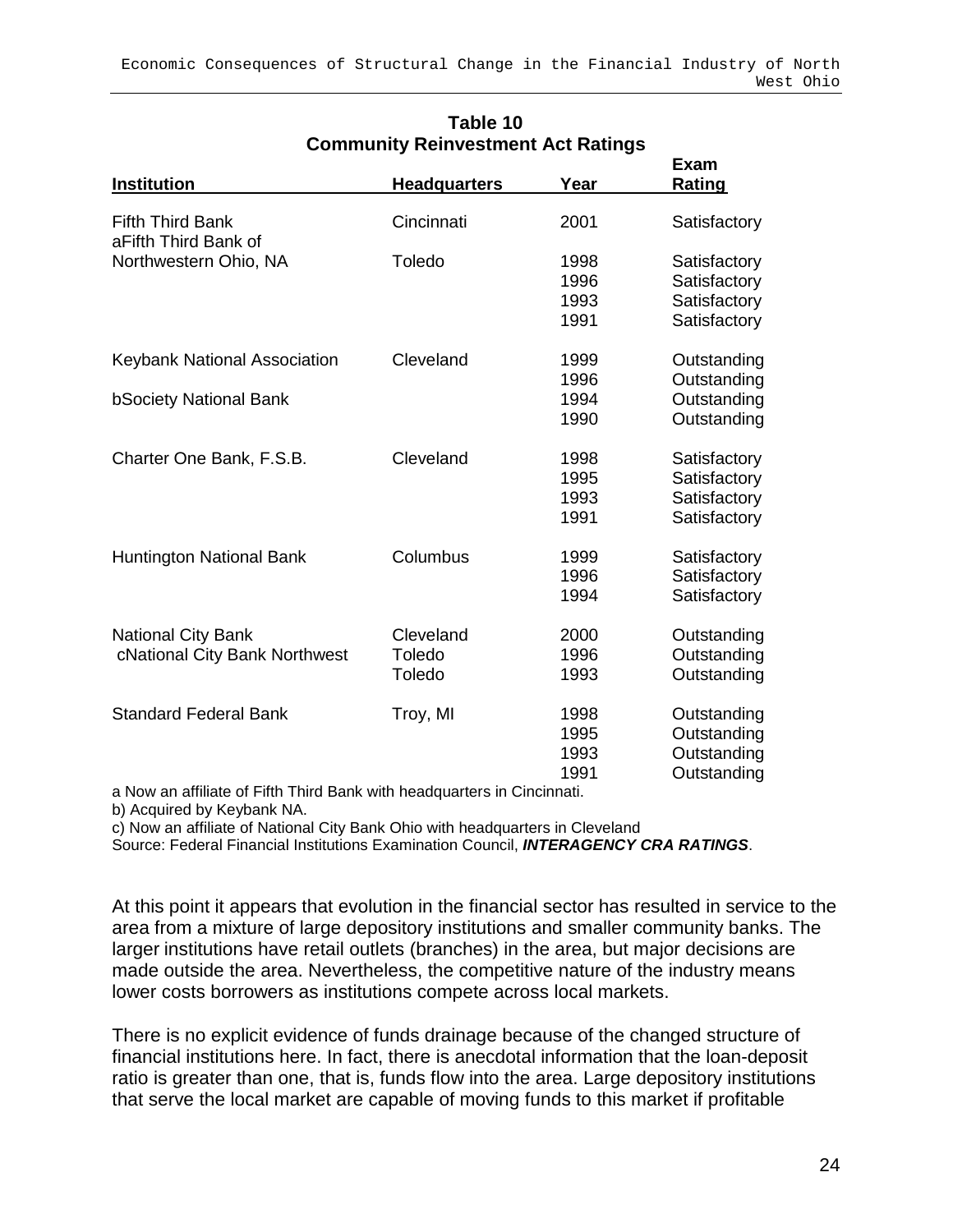**Table 10**
**Community Reinvestment Act Ratings**

| Institution | Headquarters | Year | Exam Rating |
|---|---|---|---|
| Fifth Third Bank | Cincinnati | 2001 | Satisfactory |
| aFifth Third Bank of Northwestern Ohio, NA | Toledo | 1998 | Satisfactory |
| | | 1996 | Satisfactory |
| | | 1993 | Satisfactory |
| | | 1991 | Satisfactory |
| Keybank National Association | Cleveland | 1999 | Outstanding |
| | | 1996 | Outstanding |
| bSociety National Bank | | 1994 | Outstanding |
| | | 1990 | Outstanding |
| Charter One Bank, F.S.B. | Cleveland | 1998 | Satisfactory |
| | | 1995 | Satisfactory |
| | | 1993 | Satisfactory |
| | | 1991 | Satisfactory |
| Huntington National Bank | Columbus | 1999 | Satisfactory |
| | | 1996 | Satisfactory |
| | | 1994 | Satisfactory |
| National City Bank | Cleveland | 2000 | Outstanding |
| cNational City Bank Northwest | Toledo | 1996 | Outstanding |
| | Toledo | 1993 | Outstanding |
| Standard Federal Bank | Troy, MI | 1998 | Outstanding |
| | | 1995 | Outstanding |
| | | 1993 | Outstanding |
| | | 1991 | Outstanding |

a Now an affiliate of Fifth Third Bank with headquarters in Cincinnati.
b) Acquired by Keybank NA.
c) Now an affiliate of National City Bank Ohio with headquarters in Cleveland
Source: Federal Financial Institutions Examination Council, ***INTERAGENCY CRA RATINGS***.

At this point it appears that evolution in the financial sector has resulted in service to the area from a mixture of large depository institutions and smaller community banks. The larger institutions have retail outlets (branches) in the area, but major decisions are made outside the area. Nevertheless, the competitive nature of the industry means lower costs borrowers as institutions compete across local markets.

There is no explicit evidence of funds drainage because of the changed structure of financial institutions here. In fact, there is anecdotal information that the loan-deposit ratio is greater than one, that is, funds flow into the area. Large depository institutions that serve the local market are capable of moving funds to this market if profitable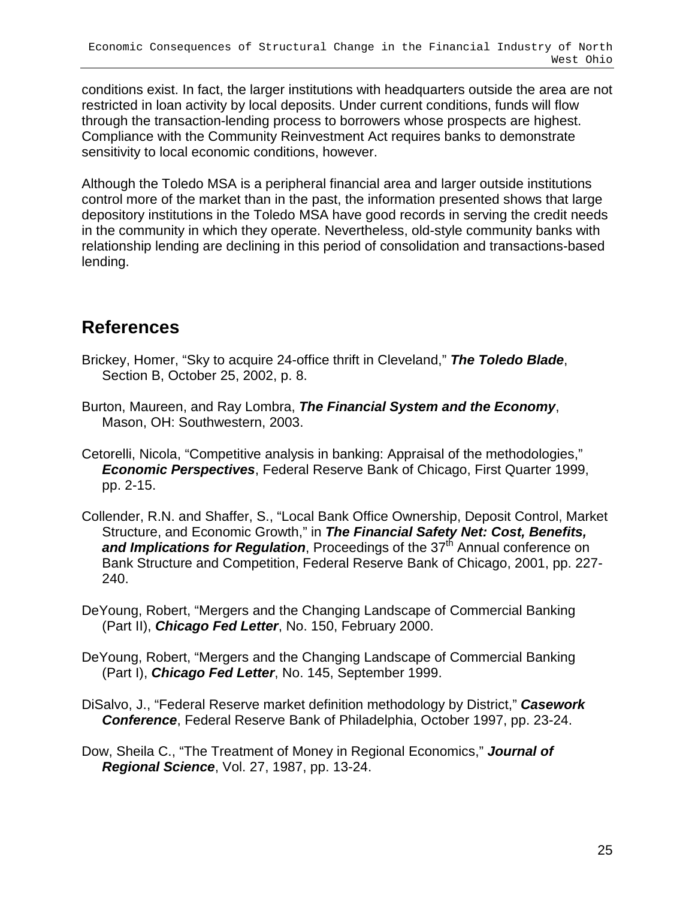conditions exist. In fact, the larger institutions with headquarters outside the area are not restricted in loan activity by local deposits. Under current conditions, funds will flow through the transaction-lending process to borrowers whose prospects are highest. Compliance with the Community Reinvestment Act requires banks to demonstrate sensitivity to local economic conditions, however.

Although the Toledo MSA is a peripheral financial area and larger outside institutions control more of the market than in the past, the information presented shows that large depository institutions in the Toledo MSA have good records in serving the credit needs in the community in which they operate. Nevertheless, old-style community banks with relationship lending are declining in this period of consolidation and transactions-based lending.

## References

Brickey, Homer, "Sky to acquire 24-office thrift in Cleveland," ***The Toledo Blade***, Section B, October 25, 2002, p. 8.

Burton, Maureen, and Ray Lombra, ***The Financial System and the Economy***, Mason, OH: Southwestern, 2003.

Cetorelli, Nicola, "Competitive analysis in banking: Appraisal of the methodologies," ***Economic Perspectives***, Federal Reserve Bank of Chicago, First Quarter 1999, pp. 2-15.

Collender, R.N. and Shaffer, S., "Local Bank Office Ownership, Deposit Control, Market Structure, and Economic Growth," in ***The Financial Safety Net: Cost, Benefits, and Implications for Regulation***, Proceedings of the 37th Annual conference on Bank Structure and Competition, Federal Reserve Bank of Chicago, 2001, pp. 227-240.

DeYoung, Robert, "Mergers and the Changing Landscape of Commercial Banking (Part II), ***Chicago Fed Letter***, No. 150, February 2000.

DeYoung, Robert, "Mergers and the Changing Landscape of Commercial Banking (Part I), ***Chicago Fed Letter***, No. 145, September 1999.

DiSalvo, J., "Federal Reserve market definition methodology by District," ***Casework Conference***, Federal Reserve Bank of Philadelphia, October 1997, pp. 23-24.

Dow, Sheila C., "The Treatment of Money in Regional Economics," ***Journal of Regional Science***, Vol. 27, 1987, pp. 13-24.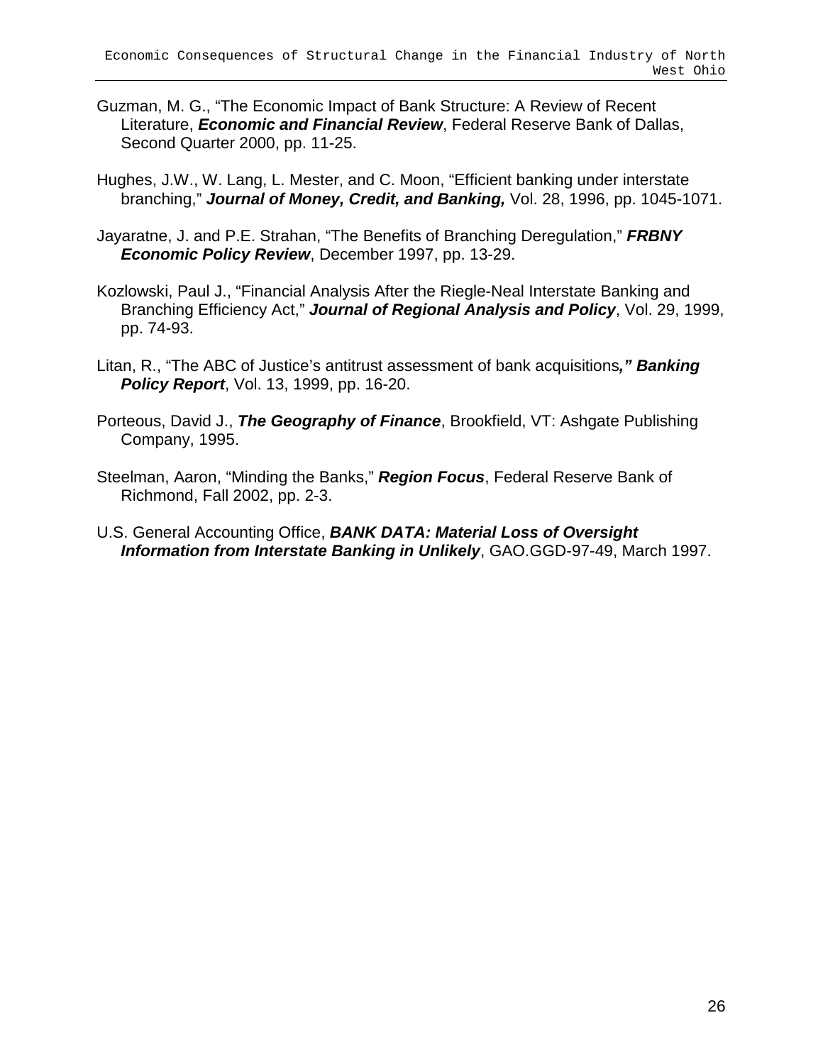Guzman, M. G., “The Economic Impact of Bank Structure: A Review of Recent Literature, ***Economic and Financial Review***, Federal Reserve Bank of Dallas, Second Quarter 2000, pp. 11-25.

Hughes, J.W., W. Lang, L. Mester, and C. Moon, “Efficient banking under interstate branching,” ***Journal of Money, Credit, and Banking,*** Vol. 28, 1996, pp. 1045-1071.

Jayaratne, J. and P.E. Strahan, “The Benefits of Branching Deregulation,” ***FRBNY Economic Policy Review***, December 1997, pp. 13-29.

Kozlowski, Paul J., “Financial Analysis After the Riegle-Neal Interstate Banking and Branching Efficiency Act,” ***Journal of Regional Analysis and Policy***, Vol. 29, 1999, pp. 74-93.

Litan, R., “The ABC of Justice’s antitrust assessment of bank acquisitions***,” Banking Policy Report***, Vol. 13, 1999, pp. 16-20.

Porteous, David J., ***The Geography of Finance***, Brookfield, VT: Ashgate Publishing Company, 1995.

Steelman, Aaron, “Minding the Banks,” ***Region Focus***, Federal Reserve Bank of Richmond, Fall 2002, pp. 2-3.

U.S. General Accounting Office, ***BANK DATA: Material Loss of Oversight Information from Interstate Banking in Unlikely***, GAO.GGD-97-49, March 1997.